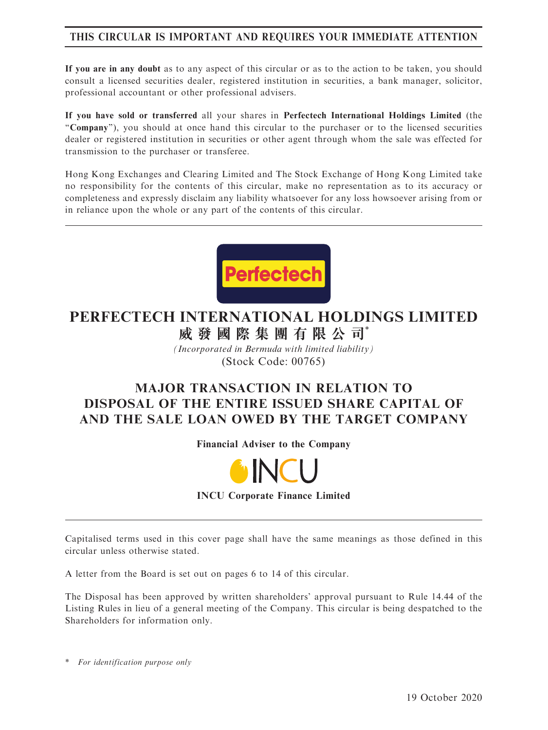**THIS CIRCULAR IS IMPORTANT AND REQUIRES YOUR IMMEDIATE ATTENTION**

**If you are in any doubt** as to any aspect of this circular or as to the action to be taken, you should consult a licensed securities dealer, registered institution in securities, a bank manager, solicitor, professional accountant or other professional advisers.

**If you have sold or transferred** all your shares in **Perfectech International Holdings Limited** (the "**Company**"), you should at once hand this circular to the purchaser or to the licensed securities dealer or registered institution in securities or other agent through whom the sale was effected for transmission to the purchaser or transferee.

Hong Kong Exchanges and Clearing Limited and The Stock Exchange of Hong Kong Limited take no responsibility for the contents of this circular, make no representation as to its accuracy or completeness and expressly disclaim any liability whatsoever for any loss howsoever arising from or in reliance upon the whole or any part of the contents of this circular.

Perfectech

# PERFECTECH INTERNATIONAL HOLDINGS LIMITED
# 威發國際集團有限公司*

*(Incorporated in Bermuda with limited liability)*

(Stock Code: 00765)

## MAJOR TRANSACTION IN RELATION TO DISPOSAL OF THE ENTIRE ISSUED SHARE CAPITAL OF AND THE SALE LOAN OWED BY THE TARGET COMPANY

**Financial Adviser to the Company**

INCU

**INCU Corporate Finance Limited**

Capitalised terms used in this cover page shall have the same meanings as those defined in this circular unless otherwise stated.

A letter from the Board is set out on pages 6 to 14 of this circular.

The Disposal has been approved by written shareholders' approval pursuant to Rule 14.44 of the Listing Rules in lieu of a general meeting of the Company. This circular is being despatched to the Shareholders for information only.

\* *For identification purpose only*

19 October 2020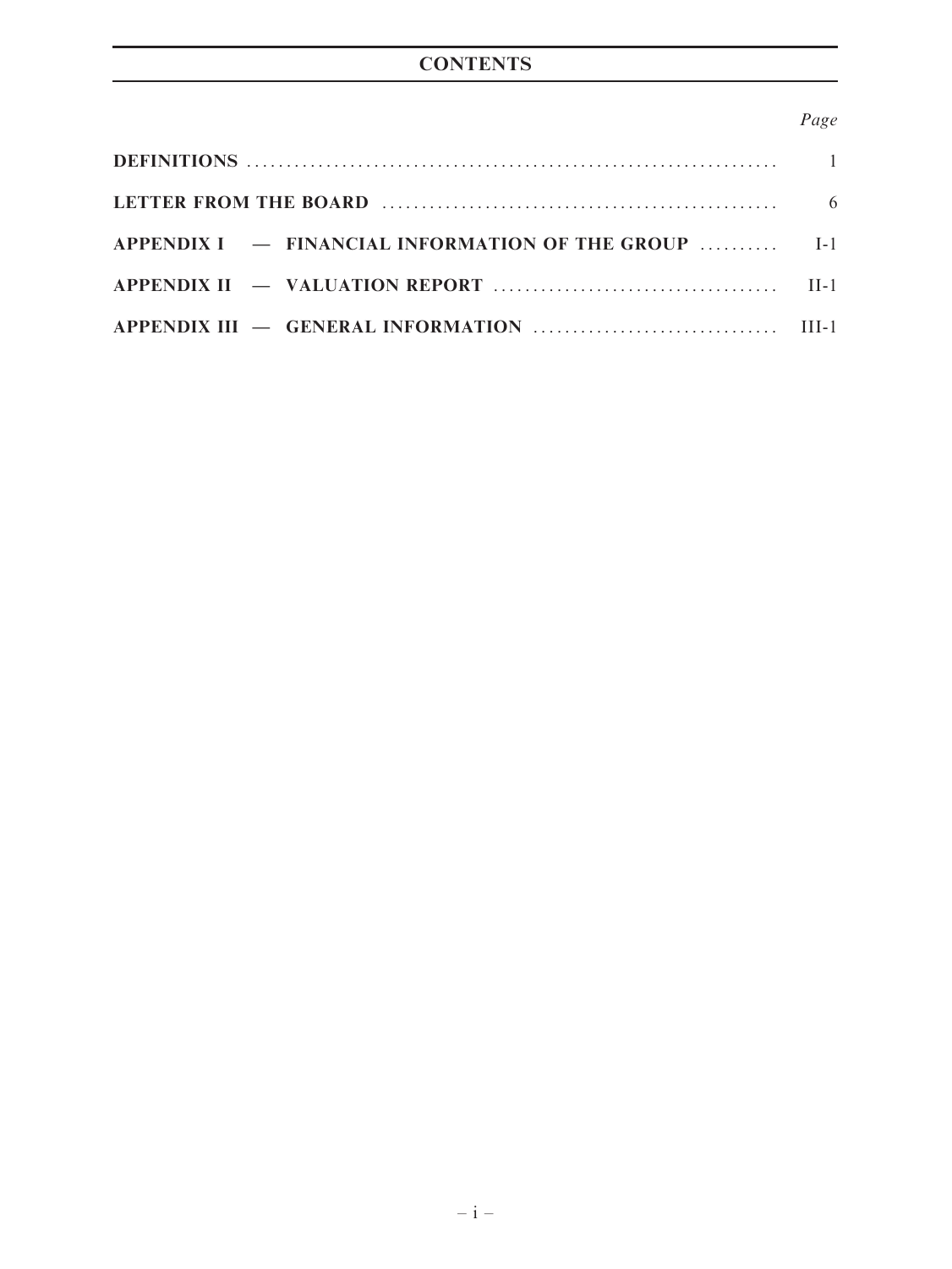# CONTENTS

| | *Page* |
|---|---|
| **DEFINITIONS** | 1 |
| **LETTER FROM THE BOARD** | 6 |
| **APPENDIX I — FINANCIAL INFORMATION OF THE GROUP** | I-1 |
| **APPENDIX II — VALUATION REPORT** | II-1 |
| **APPENDIX III — GENERAL INFORMATION** | III-1 |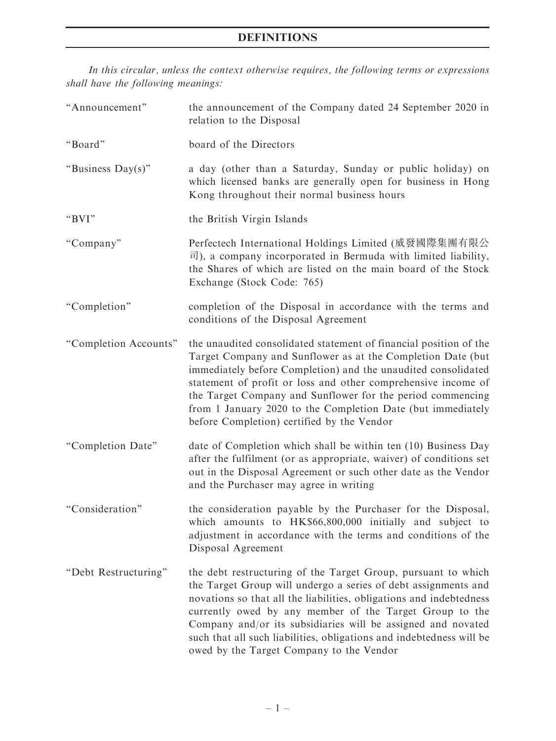# DEFINITIONS

*In this circular, unless the context otherwise requires, the following terms or expressions shall have the following meanings:*

| | |
|---|---|
| "Announcement" | the announcement of the Company dated 24 September 2020 in relation to the Disposal |
| "Board" | board of the Directors |
| "Business Day(s)" | a day (other than a Saturday, Sunday or public holiday) on which licensed banks are generally open for business in Hong Kong throughout their normal business hours |
| "BVI" | the British Virgin Islands |
| "Company" | Perfectech International Holdings Limited (威發國際集團有限公司), a company incorporated in Bermuda with limited liability, the Shares of which are listed on the main board of the Stock Exchange (Stock Code: 765) |
| "Completion" | completion of the Disposal in accordance with the terms and conditions of the Disposal Agreement |
| "Completion Accounts" | the unaudited consolidated statement of financial position of the Target Company and Sunflower as at the Completion Date (but immediately before Completion) and the unaudited consolidated statement of profit or loss and other comprehensive income of the Target Company and Sunflower for the period commencing from 1 January 2020 to the Completion Date (but immediately before Completion) certified by the Vendor |
| "Completion Date" | date of Completion which shall be within ten (10) Business Day after the fulfilment (or as appropriate, waiver) of conditions set out in the Disposal Agreement or such other date as the Vendor and the Purchaser may agree in writing |
| "Consideration" | the consideration payable by the Purchaser for the Disposal, which amounts to HK$66,800,000 initially and subject to adjustment in accordance with the terms and conditions of the Disposal Agreement |
| "Debt Restructuring" | the debt restructuring of the Target Group, pursuant to which the Target Group will undergo a series of debt assignments and novations so that all the liabilities, obligations and indebtedness currently owed by any member of the Target Group to the Company and/or its subsidiaries will be assigned and novated such that all such liabilities, obligations and indebtedness will be owed by the Target Company to the Vendor |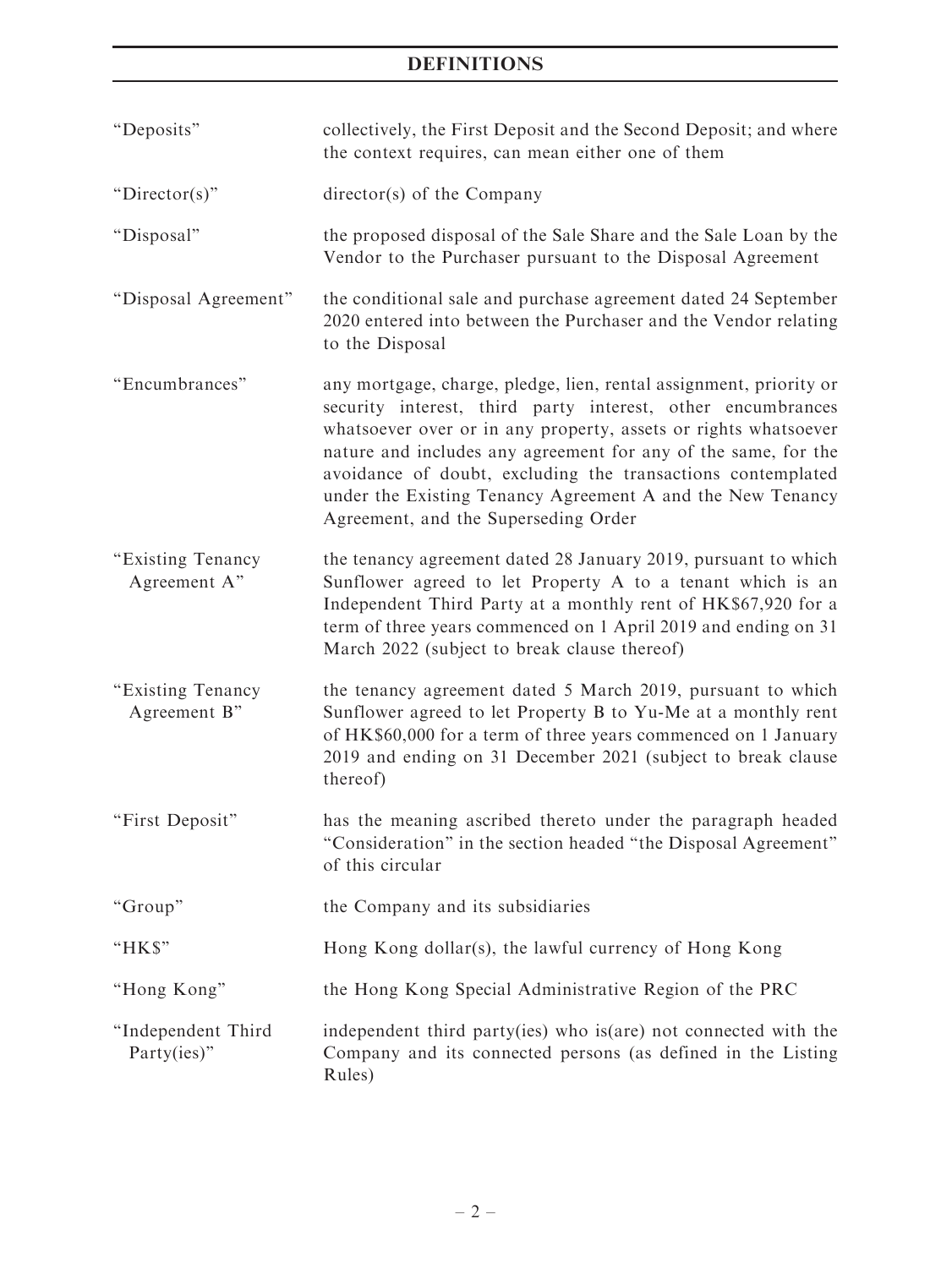# DEFINITIONS

| | |
|---|---|
| "Deposits" | collectively, the First Deposit and the Second Deposit; and where the context requires, can mean either one of them |
| "Director(s)" | director(s) of the Company |
| "Disposal" | the proposed disposal of the Sale Share and the Sale Loan by the Vendor to the Purchaser pursuant to the Disposal Agreement |
| "Disposal Agreement" | the conditional sale and purchase agreement dated 24 September 2020 entered into between the Purchaser and the Vendor relating to the Disposal |
| "Encumbrances" | any mortgage, charge, pledge, lien, rental assignment, priority or security interest, third party interest, other encumbrances whatsoever over or in any property, assets or rights whatsoever nature and includes any agreement for any of the same, for the avoidance of doubt, excluding the transactions contemplated under the Existing Tenancy Agreement A and the New Tenancy Agreement, and the Superseding Order |
| "Existing Tenancy Agreement A" | the tenancy agreement dated 28 January 2019, pursuant to which Sunflower agreed to let Property A to a tenant which is an Independent Third Party at a monthly rent of HK$67,920 for a term of three years commenced on 1 April 2019 and ending on 31 March 2022 (subject to break clause thereof) |
| "Existing Tenancy Agreement B" | the tenancy agreement dated 5 March 2019, pursuant to which Sunflower agreed to let Property B to Yu-Me at a monthly rent of HK$60,000 for a term of three years commenced on 1 January 2019 and ending on 31 December 2021 (subject to break clause thereof) |
| "First Deposit" | has the meaning ascribed thereto under the paragraph headed "Consideration" in the section headed "the Disposal Agreement" of this circular |
| "Group" | the Company and its subsidiaries |
| "HK$" | Hong Kong dollar(s), the lawful currency of Hong Kong |
| "Hong Kong" | the Hong Kong Special Administrative Region of the PRC |
| "Independent Third Party(ies)" | independent third party(ies) who is(are) not connected with the Company and its connected persons (as defined in the Listing Rules) |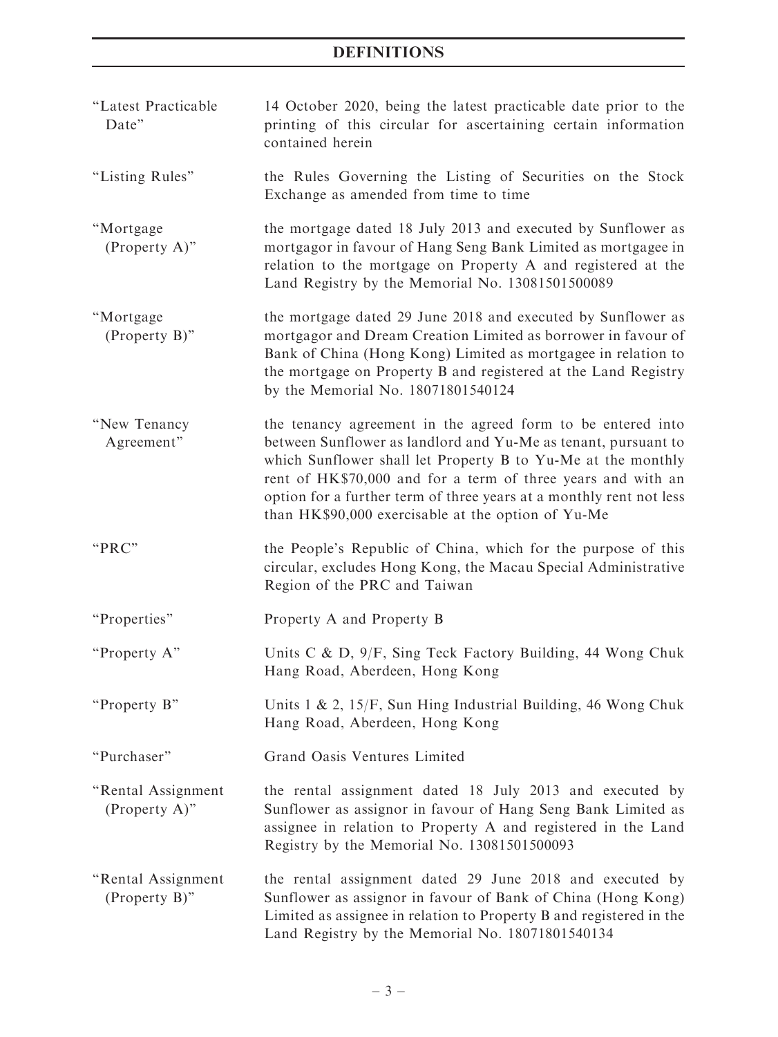## DEFINITIONS

| | |
|---|---|
| "Latest Practicable Date" | 14 October 2020, being the latest practicable date prior to the printing of this circular for ascertaining certain information contained herein |
| "Listing Rules" | the Rules Governing the Listing of Securities on the Stock Exchange as amended from time to time |
| "Mortgage (Property A)" | the mortgage dated 18 July 2013 and executed by Sunflower as mortgagor in favour of Hang Seng Bank Limited as mortgagee in relation to the mortgage on Property A and registered at the Land Registry by the Memorial No. 13081501500089 |
| "Mortgage (Property B)" | the mortgage dated 29 June 2018 and executed by Sunflower as mortgagor and Dream Creation Limited as borrower in favour of Bank of China (Hong Kong) Limited as mortgagee in relation to the mortgage on Property B and registered at the Land Registry by the Memorial No. 18071801540124 |
| "New Tenancy Agreement" | the tenancy agreement in the agreed form to be entered into between Sunflower as landlord and Yu-Me as tenant, pursuant to which Sunflower shall let Property B to Yu-Me at the monthly rent of HK$70,000 and for a term of three years and with an option for a further term of three years at a monthly rent not less than HK$90,000 exercisable at the option of Yu-Me |
| "PRC" | the People's Republic of China, which for the purpose of this circular, excludes Hong Kong, the Macau Special Administrative Region of the PRC and Taiwan |
| "Properties" | Property A and Property B |
| "Property A" | Units C & D, 9/F, Sing Teck Factory Building, 44 Wong Chuk Hang Road, Aberdeen, Hong Kong |
| "Property B" | Units 1 & 2, 15/F, Sun Hing Industrial Building, 46 Wong Chuk Hang Road, Aberdeen, Hong Kong |
| "Purchaser" | Grand Oasis Ventures Limited |
| "Rental Assignment (Property A)" | the rental assignment dated 18 July 2013 and executed by Sunflower as assignor in favour of Hang Seng Bank Limited as assignee in relation to Property A and registered in the Land Registry by the Memorial No. 13081501500093 |
| "Rental Assignment (Property B)" | the rental assignment dated 29 June 2018 and executed by Sunflower as assignor in favour of Bank of China (Hong Kong) Limited as assignee in relation to Property B and registered in the Land Registry by the Memorial No. 18071801540134 |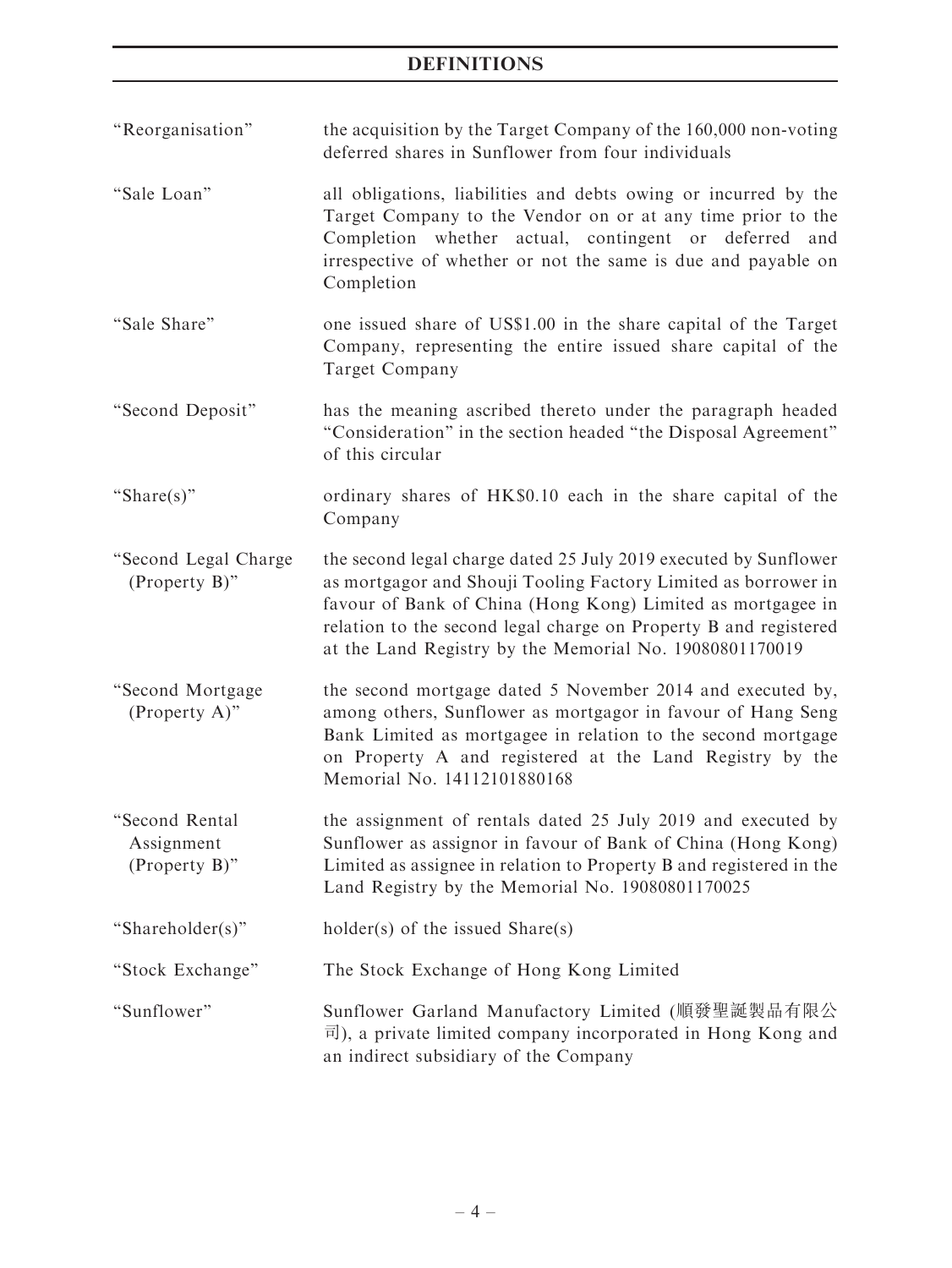## DEFINITIONS

| | |
|---|---|
| "Reorganisation" | the acquisition by the Target Company of the 160,000 non-voting deferred shares in Sunflower from four individuals |
| "Sale Loan" | all obligations, liabilities and debts owing or incurred by the Target Company to the Vendor on or at any time prior to the Completion whether actual, contingent or deferred and irrespective of whether or not the same is due and payable on Completion |
| "Sale Share" | one issued share of US$1.00 in the share capital of the Target Company, representing the entire issued share capital of the Target Company |
| "Second Deposit" | has the meaning ascribed thereto under the paragraph headed "Consideration" in the section headed "the Disposal Agreement" of this circular |
| "Share(s)" | ordinary shares of HK$0.10 each in the share capital of the Company |
| "Second Legal Charge (Property B)" | the second legal charge dated 25 July 2019 executed by Sunflower as mortgagor and Shouji Tooling Factory Limited as borrower in favour of Bank of China (Hong Kong) Limited as mortgagee in relation to the second legal charge on Property B and registered at the Land Registry by the Memorial No. 19080801170019 |
| "Second Mortgage (Property A)" | the second mortgage dated 5 November 2014 and executed by, among others, Sunflower as mortgagor in favour of Hang Seng Bank Limited as mortgagee in relation to the second mortgage on Property A and registered at the Land Registry by the Memorial No. 14112101880168 |
| "Second Rental Assignment (Property B)" | the assignment of rentals dated 25 July 2019 and executed by Sunflower as assignor in favour of Bank of China (Hong Kong) Limited as assignee in relation to Property B and registered in the Land Registry by the Memorial No. 19080801170025 |
| "Shareholder(s)" | holder(s) of the issued Share(s) |
| "Stock Exchange" | The Stock Exchange of Hong Kong Limited |
| "Sunflower" | Sunflower Garland Manufactory Limited (順發聖誕製品有限公司), a private limited company incorporated in Hong Kong and an indirect subsidiary of the Company |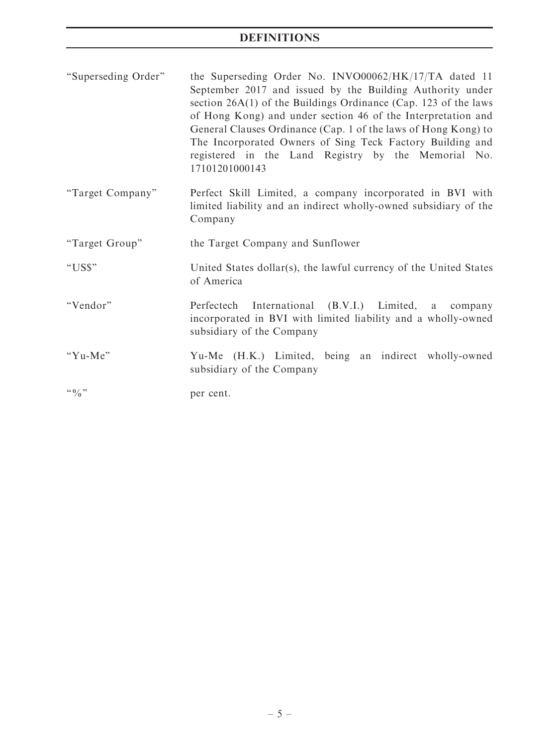| | |
|---|---|
| "Superseding Order" | the Superseding Order No. INVO00062/HK/17/TA dated 11 September 2017 and issued by the Building Authority under section 26A(1) of the Buildings Ordinance (Cap. 123 of the laws of Hong Kong) and under section 46 of the Interpretation and General Clauses Ordinance (Cap. 1 of the laws of Hong Kong) to The Incorporated Owners of Sing Teck Factory Building and registered in the Land Registry by the Memorial No. 17101201000143 |
| "Target Company" | Perfect Skill Limited, a company incorporated in BVI with limited liability and an indirect wholly-owned subsidiary of the Company |
| "Target Group" | the Target Company and Sunflower |
| "US$" | United States dollar(s), the lawful currency of the United States of America |
| "Vendor" | Perfectech International (B.V.I.) Limited, a company incorporated in BVI with limited liability and a wholly-owned subsidiary of the Company |
| "Yu-Me" | Yu-Me (H.K.) Limited, being an indirect wholly-owned subsidiary of the Company |
| "%" | per cent. |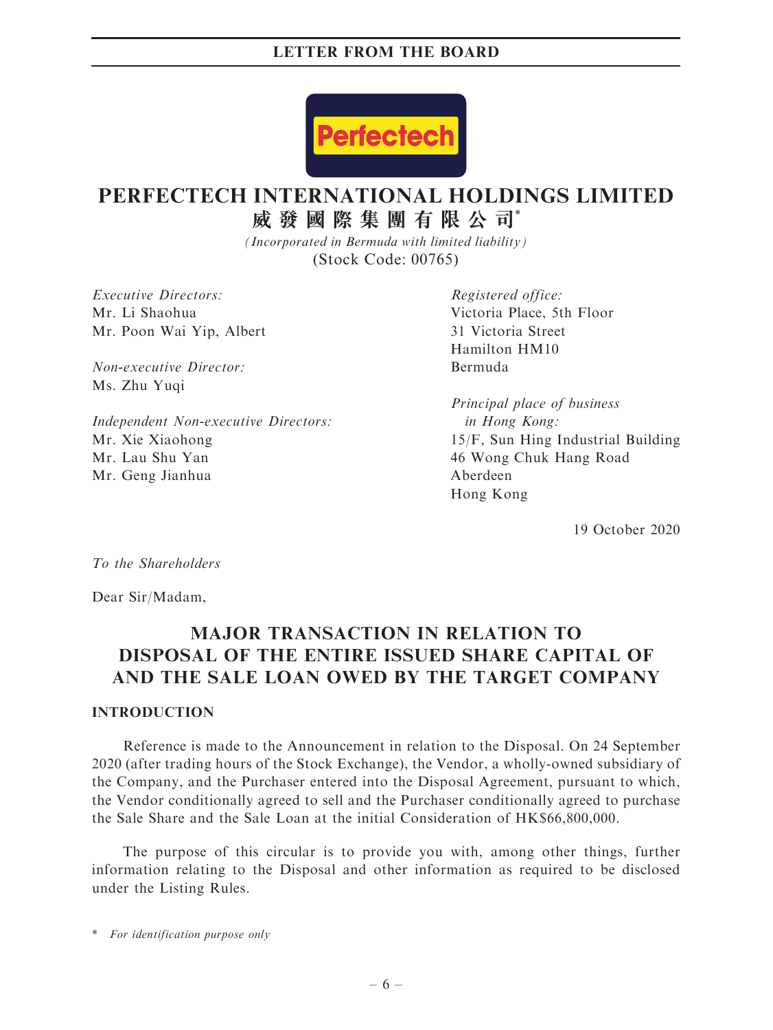# PERFECTECH INTERNATIONAL HOLDINGS LIMITED

# 威發國際集團有限公司*

*(Incorporated in Bermuda with limited liability)*

(Stock Code: 00765)

*Executive Directors:*
Mr. Li Shaohua
Mr. Poon Wai Yip, Albert

*Non-executive Director:*
Ms. Zhu Yuqi

*Independent Non-executive Directors:*
Mr. Xie Xiaohong
Mr. Lau Shu Yan
Mr. Geng Jianhua

*Registered office:*
Victoria Place, 5th Floor
31 Victoria Street
Hamilton HM10
Bermuda

*Principal place of business in Hong Kong:*
15/F, Sun Hing Industrial Building
46 Wong Chuk Hang Road
Aberdeen
Hong Kong

19 October 2020

*To the Shareholders*

Dear Sir/Madam,

## MAJOR TRANSACTION IN RELATION TO DISPOSAL OF THE ENTIRE ISSUED SHARE CAPITAL OF AND THE SALE LOAN OWED BY THE TARGET COMPANY

### INTRODUCTION

Reference is made to the Announcement in relation to the Disposal. On 24 September 2020 (after trading hours of the Stock Exchange), the Vendor, a wholly-owned subsidiary of the Company, and the Purchaser entered into the Disposal Agreement, pursuant to which, the Vendor conditionally agreed to sell and the Purchaser conditionally agreed to purchase the Sale Share and the Sale Loan at the initial Consideration of HK$66,800,000.

The purpose of this circular is to provide you with, among other things, further information relating to the Disposal and other information as required to be disclosed under the Listing Rules.

\* *For identification purpose only*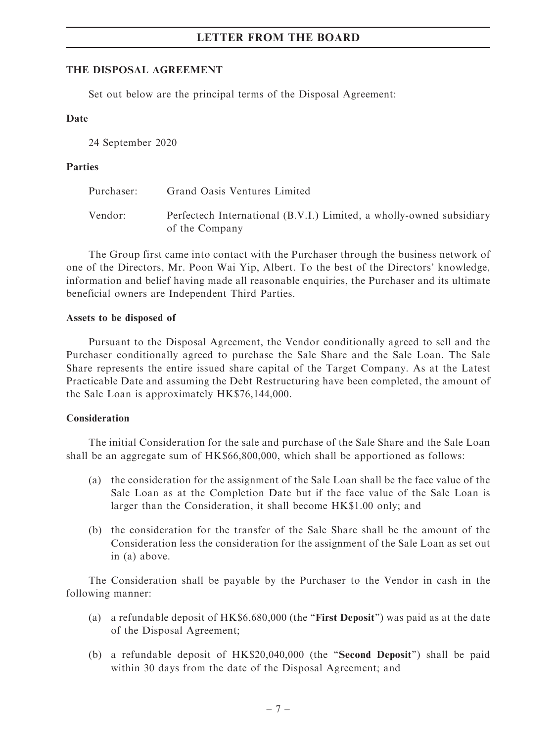## THE DISPOSAL AGREEMENT

Set out below are the principal terms of the Disposal Agreement:

### Date

24 September 2020

### Parties

| | |
|---|---|
| Purchaser: | Grand Oasis Ventures Limited |
| Vendor: | Perfectech International (B.V.I.) Limited, a wholly-owned subsidiary of the Company |

The Group first came into contact with the Purchaser through the business network of one of the Directors, Mr. Poon Wai Yip, Albert. To the best of the Directors' knowledge, information and belief having made all reasonable enquiries, the Purchaser and its ultimate beneficial owners are Independent Third Parties.

### Assets to be disposed of

Pursuant to the Disposal Agreement, the Vendor conditionally agreed to sell and the Purchaser conditionally agreed to purchase the Sale Share and the Sale Loan. The Sale Share represents the entire issued share capital of the Target Company. As at the Latest Practicable Date and assuming the Debt Restructuring have been completed, the amount of the Sale Loan is approximately HK$76,144,000.

### Consideration

The initial Consideration for the sale and purchase of the Sale Share and the Sale Loan shall be an aggregate sum of HK$66,800,000, which shall be apportioned as follows:

(a) the consideration for the assignment of the Sale Loan shall be the face value of the Sale Loan as at the Completion Date but if the face value of the Sale Loan is larger than the Consideration, it shall become HK$1.00 only; and

(b) the consideration for the transfer of the Sale Share shall be the amount of the Consideration less the consideration for the assignment of the Sale Loan as set out in (a) above.

The Consideration shall be payable by the Purchaser to the Vendor in cash in the following manner:

(a) a refundable deposit of HK$6,680,000 (the "**First Deposit**") was paid as at the date of the Disposal Agreement;

(b) a refundable deposit of HK$20,040,000 (the "**Second Deposit**") shall be paid within 30 days from the date of the Disposal Agreement; and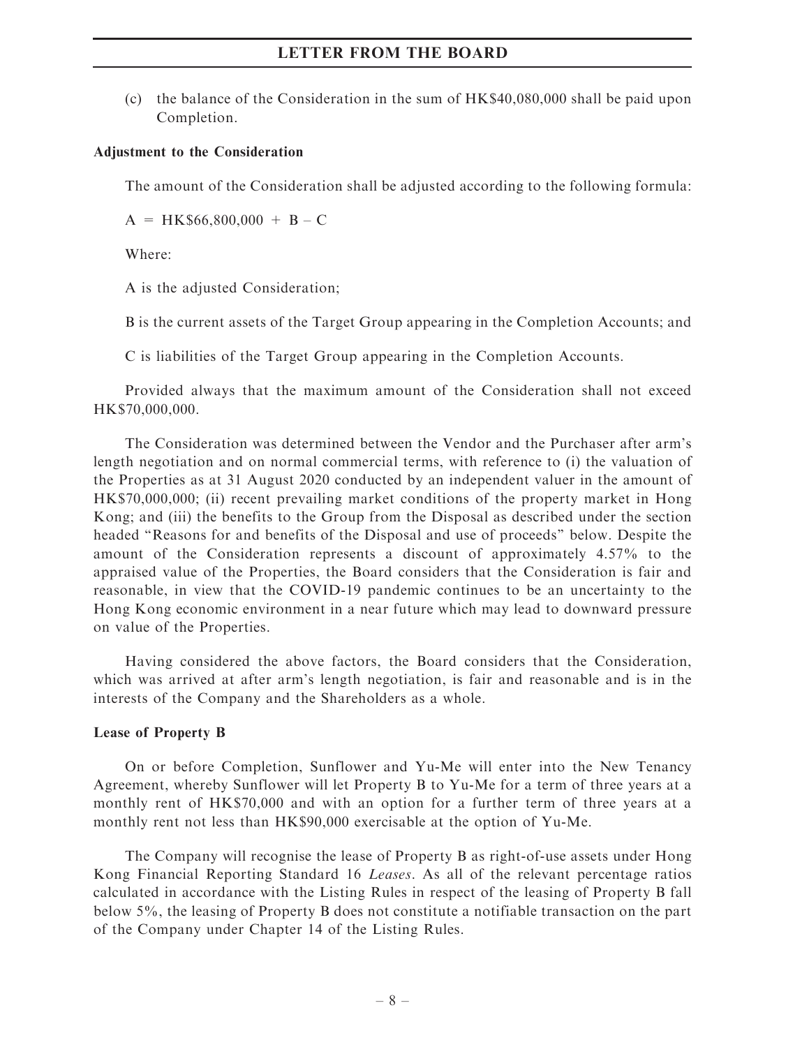(c) the balance of the Consideration in the sum of HK$40,080,000 shall be paid upon Completion.

**Adjustment to the Consideration**

The amount of the Consideration shall be adjusted according to the following formula:

A = HK$66,800,000 + B – C

Where:

A is the adjusted Consideration;

B is the current assets of the Target Group appearing in the Completion Accounts; and

C is liabilities of the Target Group appearing in the Completion Accounts.

Provided always that the maximum amount of the Consideration shall not exceed HK$70,000,000.

The Consideration was determined between the Vendor and the Purchaser after arm's length negotiation and on normal commercial terms, with reference to (i) the valuation of the Properties as at 31 August 2020 conducted by an independent valuer in the amount of HK$70,000,000; (ii) recent prevailing market conditions of the property market in Hong Kong; and (iii) the benefits to the Group from the Disposal as described under the section headed "Reasons for and benefits of the Disposal and use of proceeds" below. Despite the amount of the Consideration represents a discount of approximately 4.57% to the appraised value of the Properties, the Board considers that the Consideration is fair and reasonable, in view that the COVID-19 pandemic continues to be an uncertainty to the Hong Kong economic environment in a near future which may lead to downward pressure on value of the Properties.

Having considered the above factors, the Board considers that the Consideration, which was arrived at after arm's length negotiation, is fair and reasonable and is in the interests of the Company and the Shareholders as a whole.

**Lease of Property B**

On or before Completion, Sunflower and Yu-Me will enter into the New Tenancy Agreement, whereby Sunflower will let Property B to Yu-Me for a term of three years at a monthly rent of HK$70,000 and with an option for a further term of three years at a monthly rent not less than HK$90,000 exercisable at the option of Yu-Me.

The Company will recognise the lease of Property B as right-of-use assets under Hong Kong Financial Reporting Standard 16 *Leases*. As all of the relevant percentage ratios calculated in accordance with the Listing Rules in respect of the leasing of Property B fall below 5%, the leasing of Property B does not constitute a notifiable transaction on the part of the Company under Chapter 14 of the Listing Rules.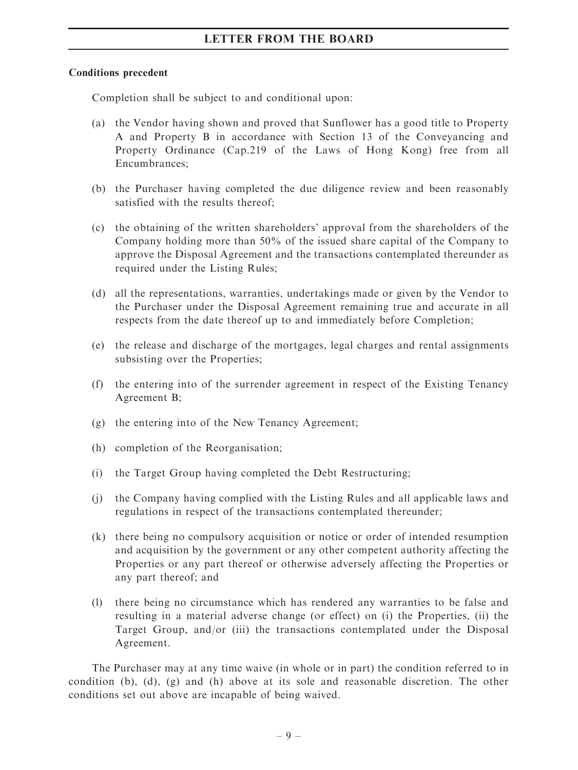**Conditions precedent**

Completion shall be subject to and conditional upon:

(a) the Vendor having shown and proved that Sunflower has a good title to Property A and Property B in accordance with Section 13 of the Conveyancing and Property Ordinance (Cap.219 of the Laws of Hong Kong) free from all Encumbrances;

(b) the Purchaser having completed the due diligence review and been reasonably satisfied with the results thereof;

(c) the obtaining of the written shareholders' approval from the shareholders of the Company holding more than 50% of the issued share capital of the Company to approve the Disposal Agreement and the transactions contemplated thereunder as required under the Listing Rules;

(d) all the representations, warranties, undertakings made or given by the Vendor to the Purchaser under the Disposal Agreement remaining true and accurate in all respects from the date thereof up to and immediately before Completion;

(e) the release and discharge of the mortgages, legal charges and rental assignments subsisting over the Properties;

(f) the entering into of the surrender agreement in respect of the Existing Tenancy Agreement B;

(g) the entering into of the New Tenancy Agreement;

(h) completion of the Reorganisation;

(i) the Target Group having completed the Debt Restructuring;

(j) the Company having complied with the Listing Rules and all applicable laws and regulations in respect of the transactions contemplated thereunder;

(k) there being no compulsory acquisition or notice or order of intended resumption and acquisition by the government or any other competent authority affecting the Properties or any part thereof or otherwise adversely affecting the Properties or any part thereof; and

(l) there being no circumstance which has rendered any warranties to be false and resulting in a material adverse change (or effect) on (i) the Properties, (ii) the Target Group, and/or (iii) the transactions contemplated under the Disposal Agreement.

The Purchaser may at any time waive (in whole or in part) the condition referred to in condition (b), (d), (g) and (h) above at its sole and reasonable discretion. The other conditions set out above are incapable of being waived.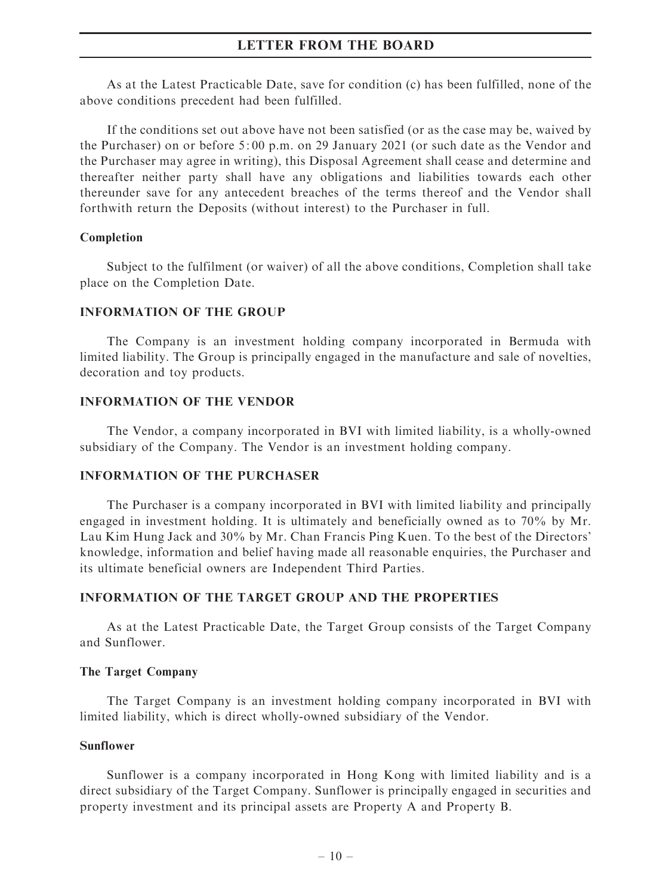As at the Latest Practicable Date, save for condition (c) has been fulfilled, none of the above conditions precedent had been fulfilled.

If the conditions set out above have not been satisfied (or as the case may be, waived by the Purchaser) on or before 5:00 p.m. on 29 January 2021 (or such date as the Vendor and the Purchaser may agree in writing), this Disposal Agreement shall cease and determine and thereafter neither party shall have any obligations and liabilities towards each other thereunder save for any antecedent breaches of the terms thereof and the Vendor shall forthwith return the Deposits (without interest) to the Purchaser in full.

**Completion**

Subject to the fulfilment (or waiver) of all the above conditions, Completion shall take place on the Completion Date.

## INFORMATION OF THE GROUP

The Company is an investment holding company incorporated in Bermuda with limited liability. The Group is principally engaged in the manufacture and sale of novelties, decoration and toy products.

## INFORMATION OF THE VENDOR

The Vendor, a company incorporated in BVI with limited liability, is a wholly-owned subsidiary of the Company. The Vendor is an investment holding company.

## INFORMATION OF THE PURCHASER

The Purchaser is a company incorporated in BVI with limited liability and principally engaged in investment holding. It is ultimately and beneficially owned as to 70% by Mr. Lau Kim Hung Jack and 30% by Mr. Chan Francis Ping Kuen. To the best of the Directors' knowledge, information and belief having made all reasonable enquiries, the Purchaser and its ultimate beneficial owners are Independent Third Parties.

## INFORMATION OF THE TARGET GROUP AND THE PROPERTIES

As at the Latest Practicable Date, the Target Group consists of the Target Company and Sunflower.

**The Target Company**

The Target Company is an investment holding company incorporated in BVI with limited liability, which is direct wholly-owned subsidiary of the Vendor.

**Sunflower**

Sunflower is a company incorporated in Hong Kong with limited liability and is a direct subsidiary of the Target Company. Sunflower is principally engaged in securities and property investment and its principal assets are Property A and Property B.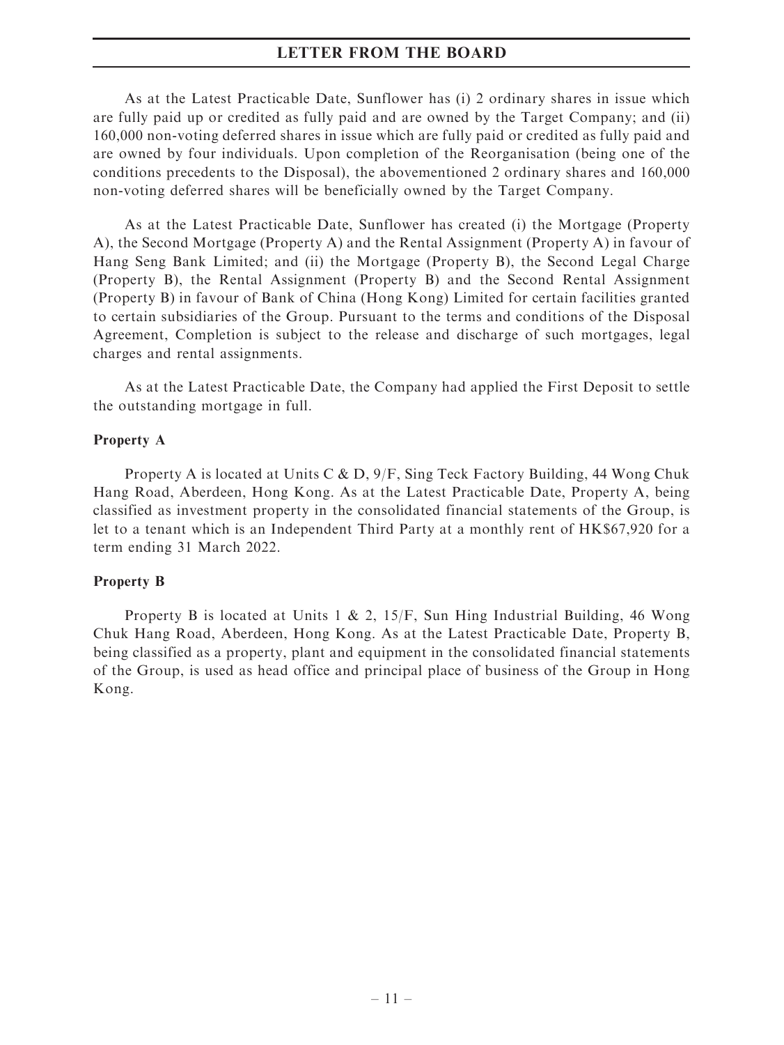As at the Latest Practicable Date, Sunflower has (i) 2 ordinary shares in issue which are fully paid up or credited as fully paid and are owned by the Target Company; and (ii) 160,000 non-voting deferred shares in issue which are fully paid or credited as fully paid and are owned by four individuals. Upon completion of the Reorganisation (being one of the conditions precedents to the Disposal), the abovementioned 2 ordinary shares and 160,000 non-voting deferred shares will be beneficially owned by the Target Company.

As at the Latest Practicable Date, Sunflower has created (i) the Mortgage (Property A), the Second Mortgage (Property A) and the Rental Assignment (Property A) in favour of Hang Seng Bank Limited; and (ii) the Mortgage (Property B), the Second Legal Charge (Property B), the Rental Assignment (Property B) and the Second Rental Assignment (Property B) in favour of Bank of China (Hong Kong) Limited for certain facilities granted to certain subsidiaries of the Group. Pursuant to the terms and conditions of the Disposal Agreement, Completion is subject to the release and discharge of such mortgages, legal charges and rental assignments.

As at the Latest Practicable Date, the Company had applied the First Deposit to settle the outstanding mortgage in full.

**Property A**

Property A is located at Units C & D, 9/F, Sing Teck Factory Building, 44 Wong Chuk Hang Road, Aberdeen, Hong Kong. As at the Latest Practicable Date, Property A, being classified as investment property in the consolidated financial statements of the Group, is let to a tenant which is an Independent Third Party at a monthly rent of HK$67,920 for a term ending 31 March 2022.

**Property B**

Property B is located at Units 1 & 2, 15/F, Sun Hing Industrial Building, 46 Wong Chuk Hang Road, Aberdeen, Hong Kong. As at the Latest Practicable Date, Property B, being classified as a property, plant and equipment in the consolidated financial statements of the Group, is used as head office and principal place of business of the Group in Hong Kong.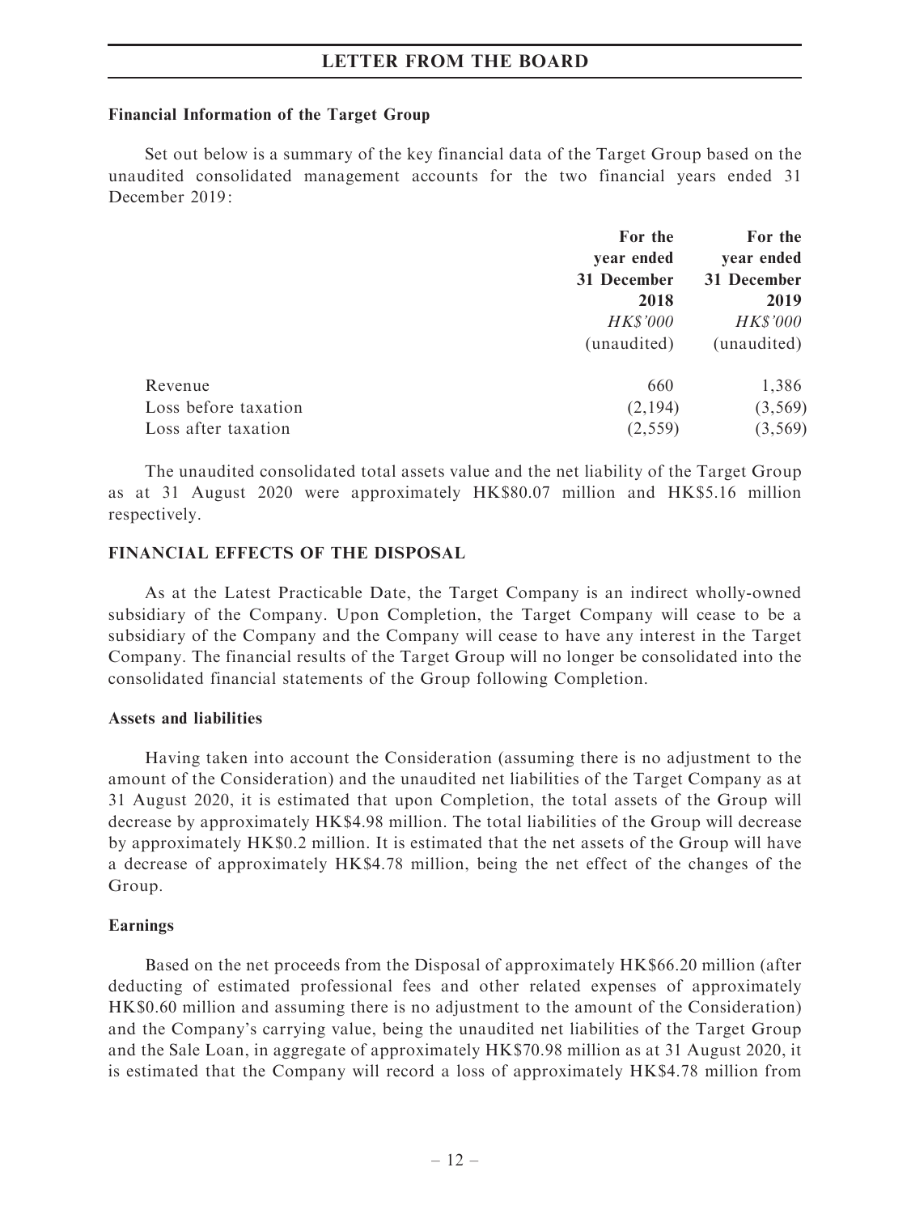#### Financial Information of the Target Group

Set out below is a summary of the key financial data of the Target Group based on the unaudited consolidated management accounts for the two financial years ended 31 December 2019:

| | For the year ended 31 December 2018 | For the year ended 31 December 2019 |
|---|---|---|
| | *HK$'000* | *HK$'000* |
| | (unaudited) | (unaudited) |
| Revenue | 660 | 1,386 |
| Loss before taxation | (2,194) | (3,569) |
| Loss after taxation | (2,559) | (3,569) |

The unaudited consolidated total assets value and the net liability of the Target Group as at 31 August 2020 were approximately HK$80.07 million and HK$5.16 million respectively.

## FINANCIAL EFFECTS OF THE DISPOSAL

As at the Latest Practicable Date, the Target Company is an indirect wholly-owned subsidiary of the Company. Upon Completion, the Target Company will cease to be a subsidiary of the Company and the Company will cease to have any interest in the Target Company. The financial results of the Target Group will no longer be consolidated into the consolidated financial statements of the Group following Completion.

#### Assets and liabilities

Having taken into account the Consideration (assuming there is no adjustment to the amount of the Consideration) and the unaudited net liabilities of the Target Company as at 31 August 2020, it is estimated that upon Completion, the total assets of the Group will decrease by approximately HK$4.98 million. The total liabilities of the Group will decrease by approximately HK$0.2 million. It is estimated that the net assets of the Group will have a decrease of approximately HK$4.78 million, being the net effect of the changes of the Group.

#### Earnings

Based on the net proceeds from the Disposal of approximately HK$66.20 million (after deducting of estimated professional fees and other related expenses of approximately HK$0.60 million and assuming there is no adjustment to the amount of the Consideration) and the Company's carrying value, being the unaudited net liabilities of the Target Group and the Sale Loan, in aggregate of approximately HK$70.98 million as at 31 August 2020, it is estimated that the Company will record a loss of approximately HK$4.78 million from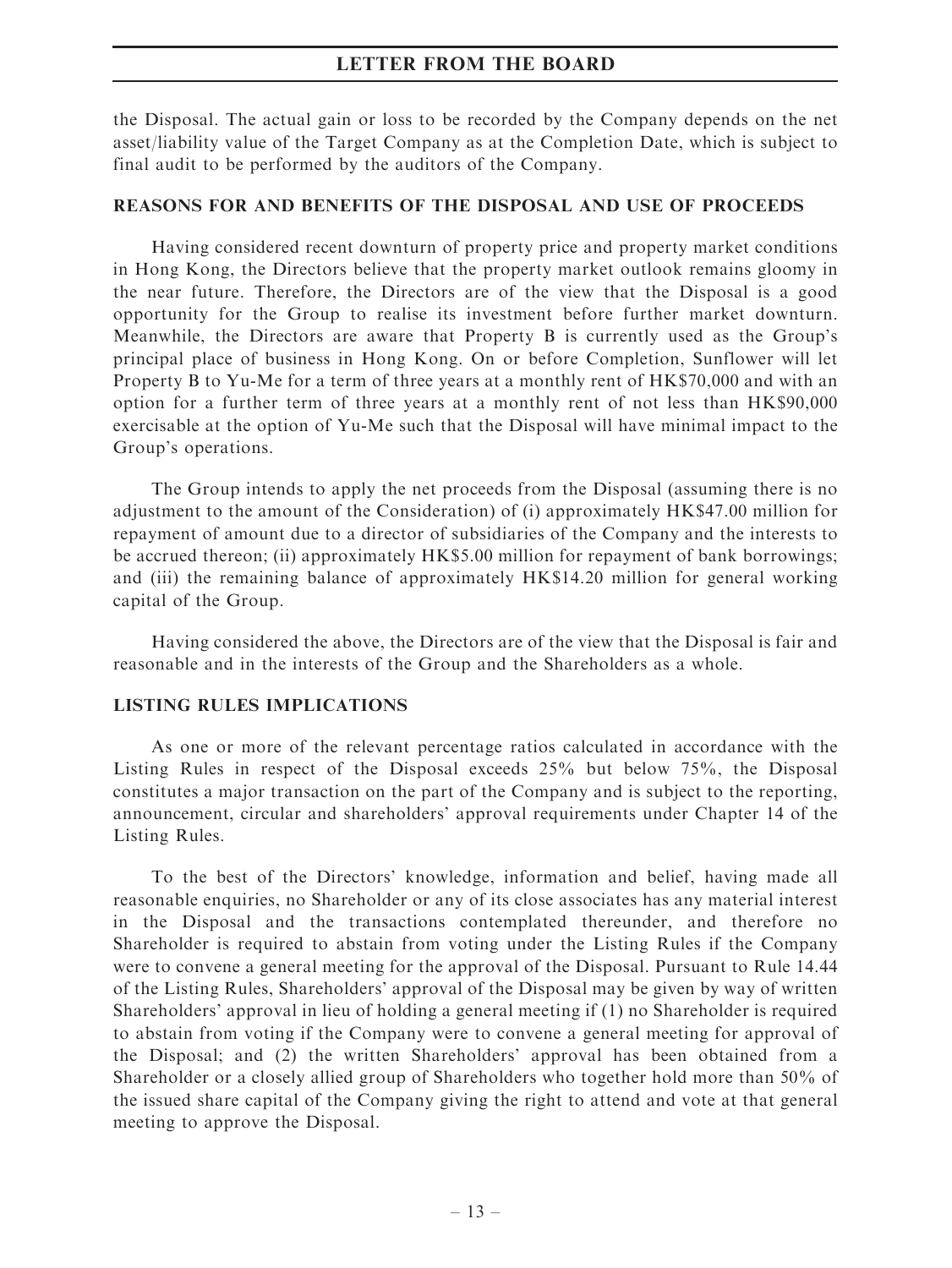the Disposal. The actual gain or loss to be recorded by the Company depends on the net asset/liability value of the Target Company as at the Completion Date, which is subject to final audit to be performed by the auditors of the Company.

## REASONS FOR AND BENEFITS OF THE DISPOSAL AND USE OF PROCEEDS

Having considered recent downturn of property price and property market conditions in Hong Kong, the Directors believe that the property market outlook remains gloomy in the near future. Therefore, the Directors are of the view that the Disposal is a good opportunity for the Group to realise its investment before further market downturn. Meanwhile, the Directors are aware that Property B is currently used as the Group's principal place of business in Hong Kong. On or before Completion, Sunflower will let Property B to Yu-Me for a term of three years at a monthly rent of HK$70,000 and with an option for a further term of three years at a monthly rent of not less than HK$90,000 exercisable at the option of Yu-Me such that the Disposal will have minimal impact to the Group's operations.

The Group intends to apply the net proceeds from the Disposal (assuming there is no adjustment to the amount of the Consideration) of (i) approximately HK$47.00 million for repayment of amount due to a director of subsidiaries of the Company and the interests to be accrued thereon; (ii) approximately HK$5.00 million for repayment of bank borrowings; and (iii) the remaining balance of approximately HK$14.20 million for general working capital of the Group.

Having considered the above, the Directors are of the view that the Disposal is fair and reasonable and in the interests of the Group and the Shareholders as a whole.

## LISTING RULES IMPLICATIONS

As one or more of the relevant percentage ratios calculated in accordance with the Listing Rules in respect of the Disposal exceeds 25% but below 75%, the Disposal constitutes a major transaction on the part of the Company and is subject to the reporting, announcement, circular and shareholders' approval requirements under Chapter 14 of the Listing Rules.

To the best of the Directors' knowledge, information and belief, having made all reasonable enquiries, no Shareholder or any of its close associates has any material interest in the Disposal and the transactions contemplated thereunder, and therefore no Shareholder is required to abstain from voting under the Listing Rules if the Company were to convene a general meeting for the approval of the Disposal. Pursuant to Rule 14.44 of the Listing Rules, Shareholders' approval of the Disposal may be given by way of written Shareholders' approval in lieu of holding a general meeting if (1) no Shareholder is required to abstain from voting if the Company were to convene a general meeting for approval of the Disposal; and (2) the written Shareholders' approval has been obtained from a Shareholder or a closely allied group of Shareholders who together hold more than 50% of the issued share capital of the Company giving the right to attend and vote at that general meeting to approve the Disposal.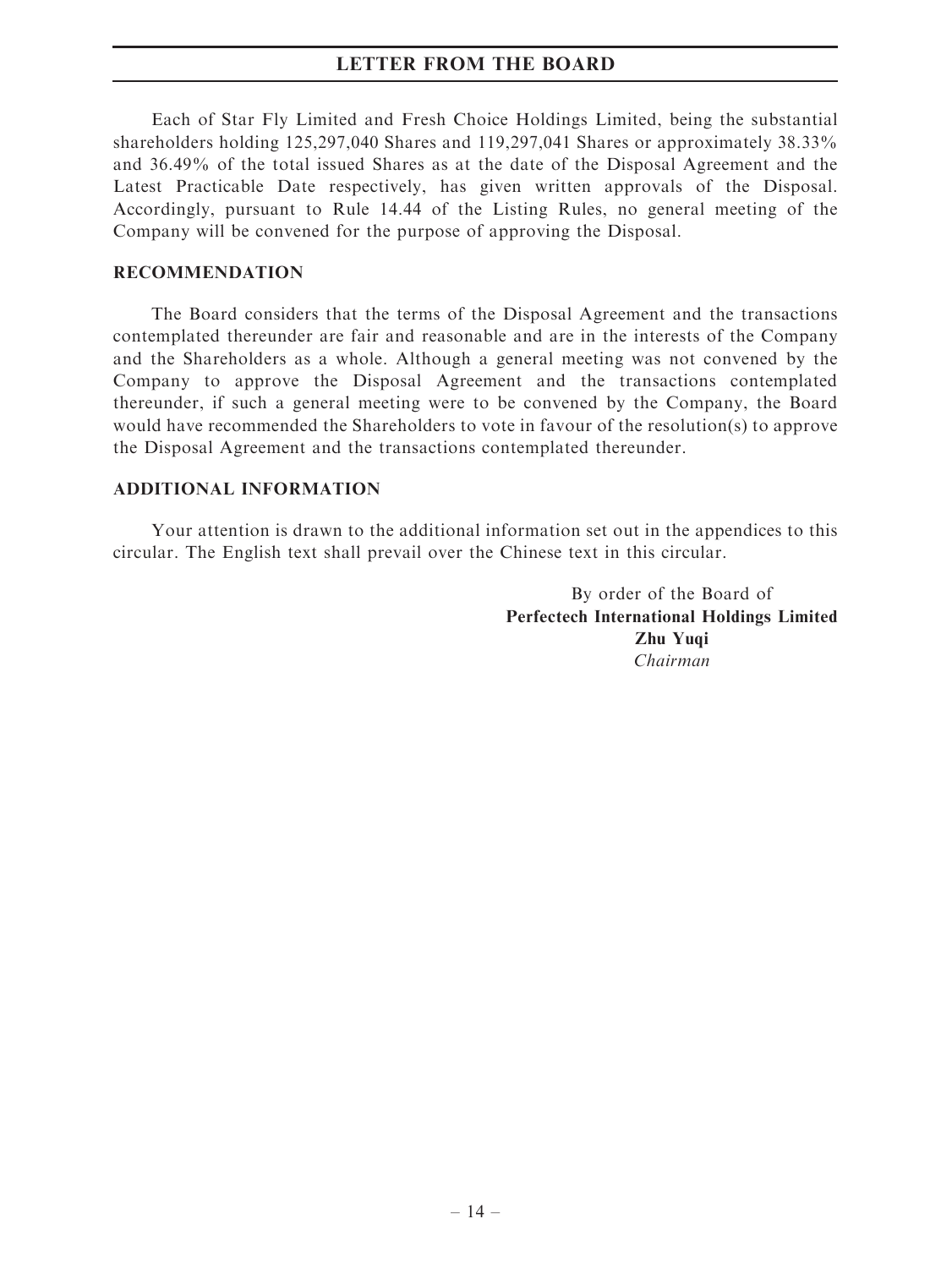Each of Star Fly Limited and Fresh Choice Holdings Limited, being the substantial shareholders holding 125,297,040 Shares and 119,297,041 Shares or approximately 38.33% and 36.49% of the total issued Shares as at the date of the Disposal Agreement and the Latest Practicable Date respectively, has given written approvals of the Disposal. Accordingly, pursuant to Rule 14.44 of the Listing Rules, no general meeting of the Company will be convened for the purpose of approving the Disposal.

## RECOMMENDATION

The Board considers that the terms of the Disposal Agreement and the transactions contemplated thereunder are fair and reasonable and are in the interests of the Company and the Shareholders as a whole. Although a general meeting was not convened by the Company to approve the Disposal Agreement and the transactions contemplated thereunder, if such a general meeting were to be convened by the Company, the Board would have recommended the Shareholders to vote in favour of the resolution(s) to approve the Disposal Agreement and the transactions contemplated thereunder.

## ADDITIONAL INFORMATION

Your attention is drawn to the additional information set out in the appendices to this circular. The English text shall prevail over the Chinese text in this circular.

By order of the Board of
**Perfectech International Holdings Limited**
**Zhu Yuqi**
*Chairman*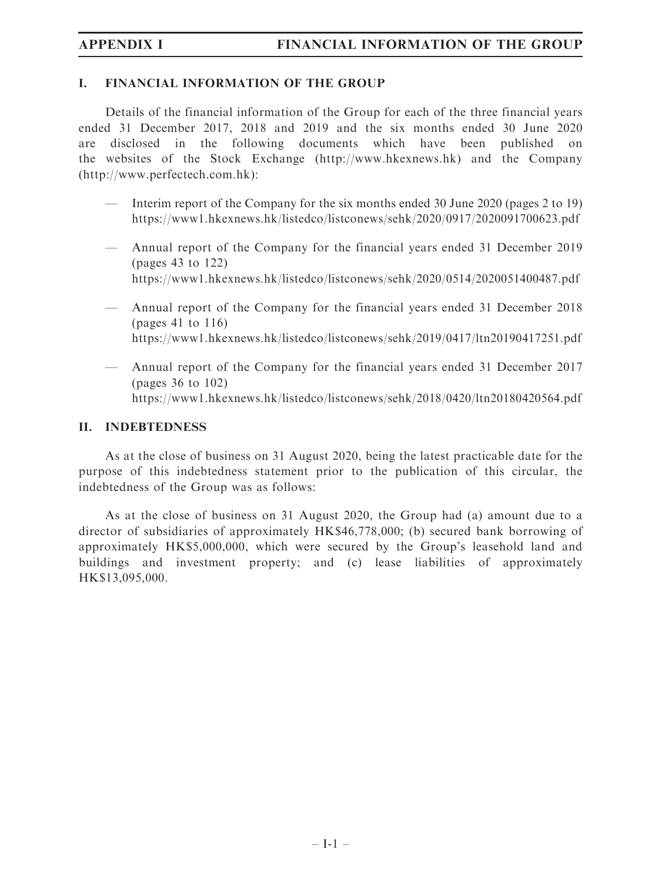## I. FINANCIAL INFORMATION OF THE GROUP

Details of the financial information of the Group for each of the three financial years ended 31 December 2017, 2018 and 2019 and the six months ended 30 June 2020 are disclosed in the following documents which have been published on the websites of the Stock Exchange (http://www.hkexnews.hk) and the Company (http://www.perfectech.com.hk):

- Interim report of the Company for the six months ended 30 June 2020 (pages 2 to 19) https://www1.hkexnews.hk/listedco/listconews/sehk/2020/0917/2020091700623.pdf
- Annual report of the Company for the financial years ended 31 December 2019 (pages 43 to 122) https://www1.hkexnews.hk/listedco/listconews/sehk/2020/0514/2020051400487.pdf
- Annual report of the Company for the financial years ended 31 December 2018 (pages 41 to 116) https://www1.hkexnews.hk/listedco/listconews/sehk/2019/0417/ltn20190417251.pdf
- Annual report of the Company for the financial years ended 31 December 2017 (pages 36 to 102) https://www1.hkexnews.hk/listedco/listconews/sehk/2018/0420/ltn20180420564.pdf

## II. INDEBTEDNESS

As at the close of business on 31 August 2020, being the latest practicable date for the purpose of this indebtedness statement prior to the publication of this circular, the indebtedness of the Group was as follows:

As at the close of business on 31 August 2020, the Group had (a) amount due to a director of subsidiaries of approximately HK$46,778,000; (b) secured bank borrowing of approximately HK$5,000,000, which were secured by the Group's leasehold land and buildings and investment property; and (c) lease liabilities of approximately HK$13,095,000.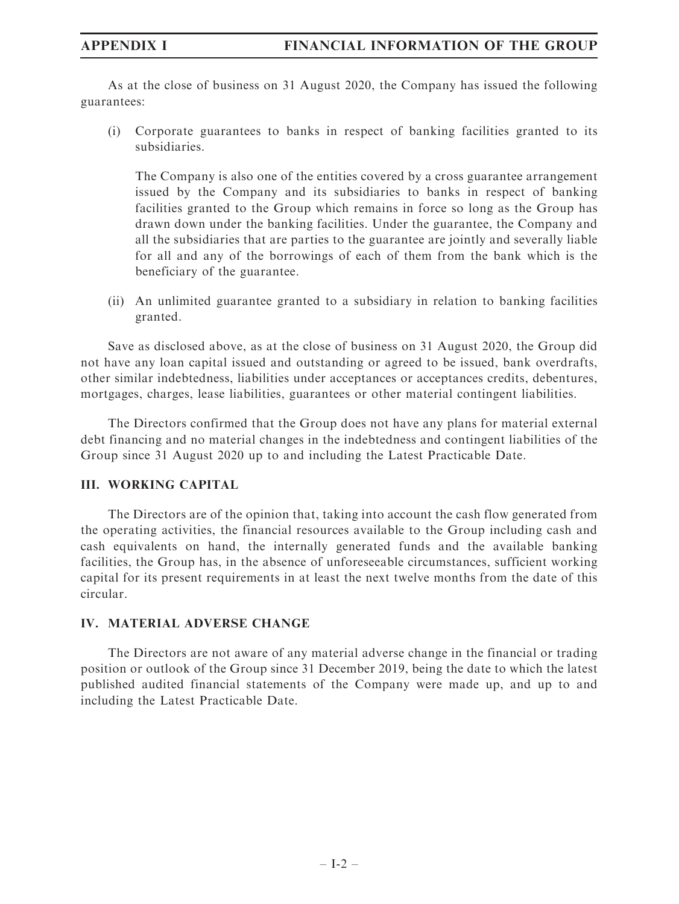As at the close of business on 31 August 2020, the Company has issued the following guarantees:

(i) Corporate guarantees to banks in respect of banking facilities granted to its subsidiaries.

   The Company is also one of the entities covered by a cross guarantee arrangement issued by the Company and its subsidiaries to banks in respect of banking facilities granted to the Group which remains in force so long as the Group has drawn down under the banking facilities. Under the guarantee, the Company and all the subsidiaries that are parties to the guarantee are jointly and severally liable for all and any of the borrowings of each of them from the bank which is the beneficiary of the guarantee.

(ii) An unlimited guarantee granted to a subsidiary in relation to banking facilities granted.

Save as disclosed above, as at the close of business on 31 August 2020, the Group did not have any loan capital issued and outstanding or agreed to be issued, bank overdrafts, other similar indebtedness, liabilities under acceptances or acceptances credits, debentures, mortgages, charges, lease liabilities, guarantees or other material contingent liabilities.

The Directors confirmed that the Group does not have any plans for material external debt financing and no material changes in the indebtedness and contingent liabilities of the Group since 31 August 2020 up to and including the Latest Practicable Date.

## III. WORKING CAPITAL

The Directors are of the opinion that, taking into account the cash flow generated from the operating activities, the financial resources available to the Group including cash and cash equivalents on hand, the internally generated funds and the available banking facilities, the Group has, in the absence of unforeseeable circumstances, sufficient working capital for its present requirements in at least the next twelve months from the date of this circular.

## IV. MATERIAL ADVERSE CHANGE

The Directors are not aware of any material adverse change in the financial or trading position or outlook of the Group since 31 December 2019, being the date to which the latest published audited financial statements of the Company were made up, and up to and including the Latest Practicable Date.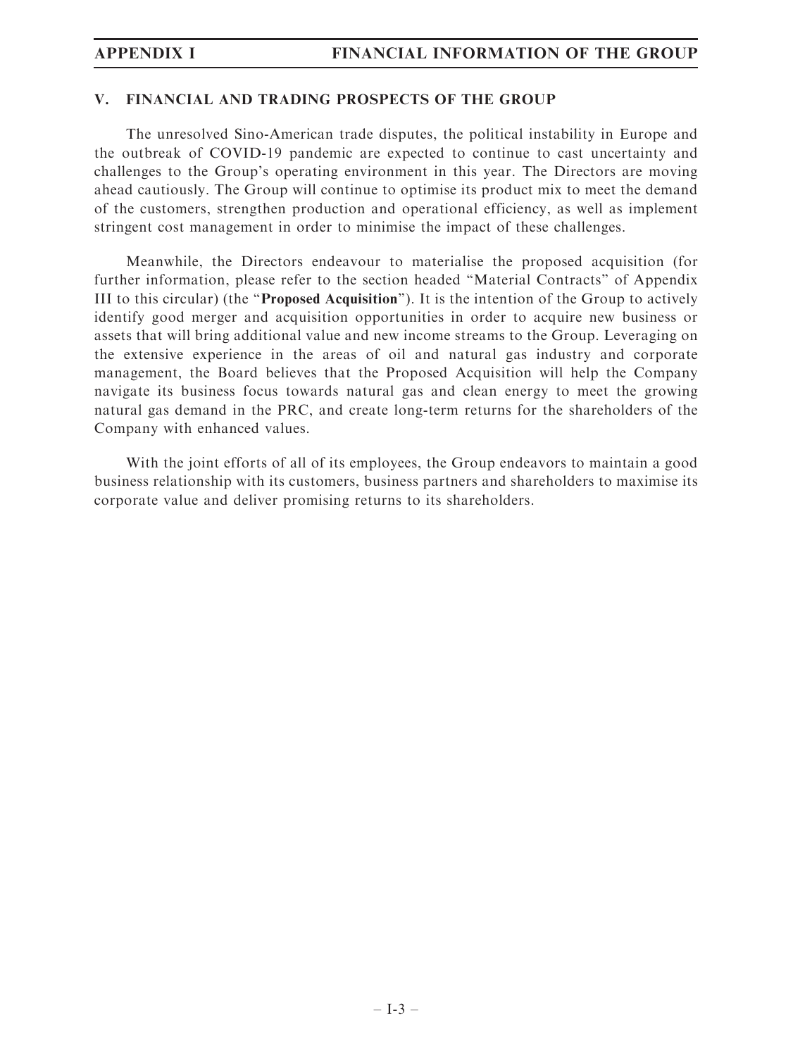## V. FINANCIAL AND TRADING PROSPECTS OF THE GROUP

The unresolved Sino-American trade disputes, the political instability in Europe and the outbreak of COVID-19 pandemic are expected to continue to cast uncertainty and challenges to the Group's operating environment in this year. The Directors are moving ahead cautiously. The Group will continue to optimise its product mix to meet the demand of the customers, strengthen production and operational efficiency, as well as implement stringent cost management in order to minimise the impact of these challenges.

Meanwhile, the Directors endeavour to materialise the proposed acquisition (for further information, please refer to the section headed "Material Contracts" of Appendix III to this circular) (the "**Proposed Acquisition**"). It is the intention of the Group to actively identify good merger and acquisition opportunities in order to acquire new business or assets that will bring additional value and new income streams to the Group. Leveraging on the extensive experience in the areas of oil and natural gas industry and corporate management, the Board believes that the Proposed Acquisition will help the Company navigate its business focus towards natural gas and clean energy to meet the growing natural gas demand in the PRC, and create long-term returns for the shareholders of the Company with enhanced values.

With the joint efforts of all of its employees, the Group endeavors to maintain a good business relationship with its customers, business partners and shareholders to maximise its corporate value and deliver promising returns to its shareholders.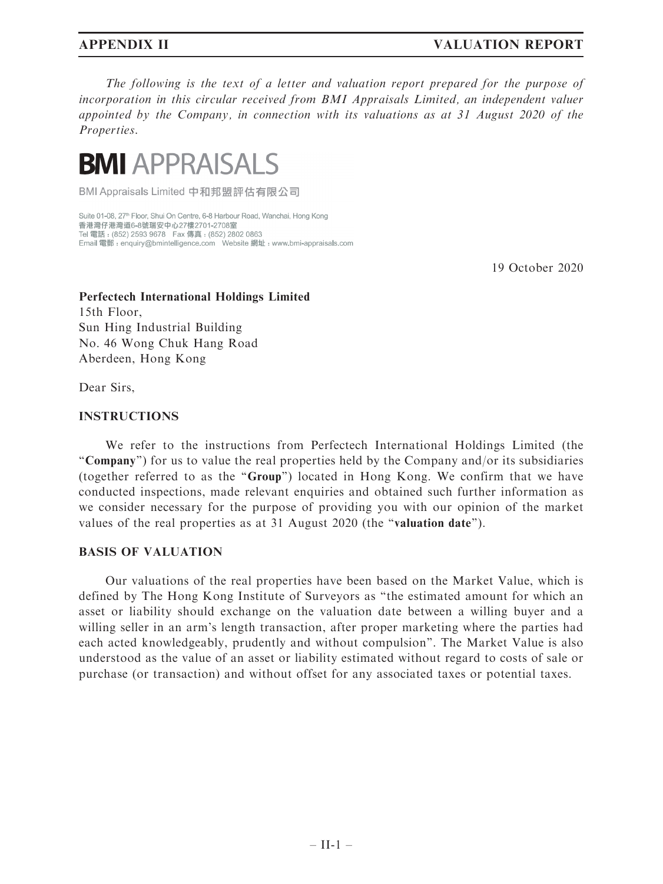*The following is the text of a letter and valuation report prepared for the purpose of incorporation in this circular received from BMI Appraisals Limited, an independent valuer appointed by the Company, in connection with its valuations as at 31 August 2020 of the Properties.*

# BMI APPRAISALS

BMI Appraisals Limited 中和邦盟評估有限公司

Suite 01-08, 27th Floor, Shui On Centre, 6-8 Harbour Road, Wanchai, Hong Kong
香港灣仔港灣道6-8號瑞安中心27樓2701-2708室
Tel 電話：(852) 2593 9678 Fax 傳真：(852) 2802 0863
Email 電郵：enquiry@bmintelligence.com Website 網址：www.bmi-appraisals.com

19 October 2020

**Perfectech International Holdings Limited**
15th Floor,
Sun Hing Industrial Building
No. 46 Wong Chuk Hang Road
Aberdeen, Hong Kong

Dear Sirs,

## INSTRUCTIONS

We refer to the instructions from Perfectech International Holdings Limited (the "**Company**") for us to value the real properties held by the Company and/or its subsidiaries (together referred to as the "**Group**") located in Hong Kong. We confirm that we have conducted inspections, made relevant enquiries and obtained such further information as we consider necessary for the purpose of providing you with our opinion of the market values of the real properties as at 31 August 2020 (the "**valuation date**").

## BASIS OF VALUATION

Our valuations of the real properties have been based on the Market Value, which is defined by The Hong Kong Institute of Surveyors as "the estimated amount for which an asset or liability should exchange on the valuation date between a willing buyer and a willing seller in an arm's length transaction, after proper marketing where the parties had each acted knowledgeably, prudently and without compulsion". The Market Value is also understood as the value of an asset or liability estimated without regard to costs of sale or purchase (or transaction) and without offset for any associated taxes or potential taxes.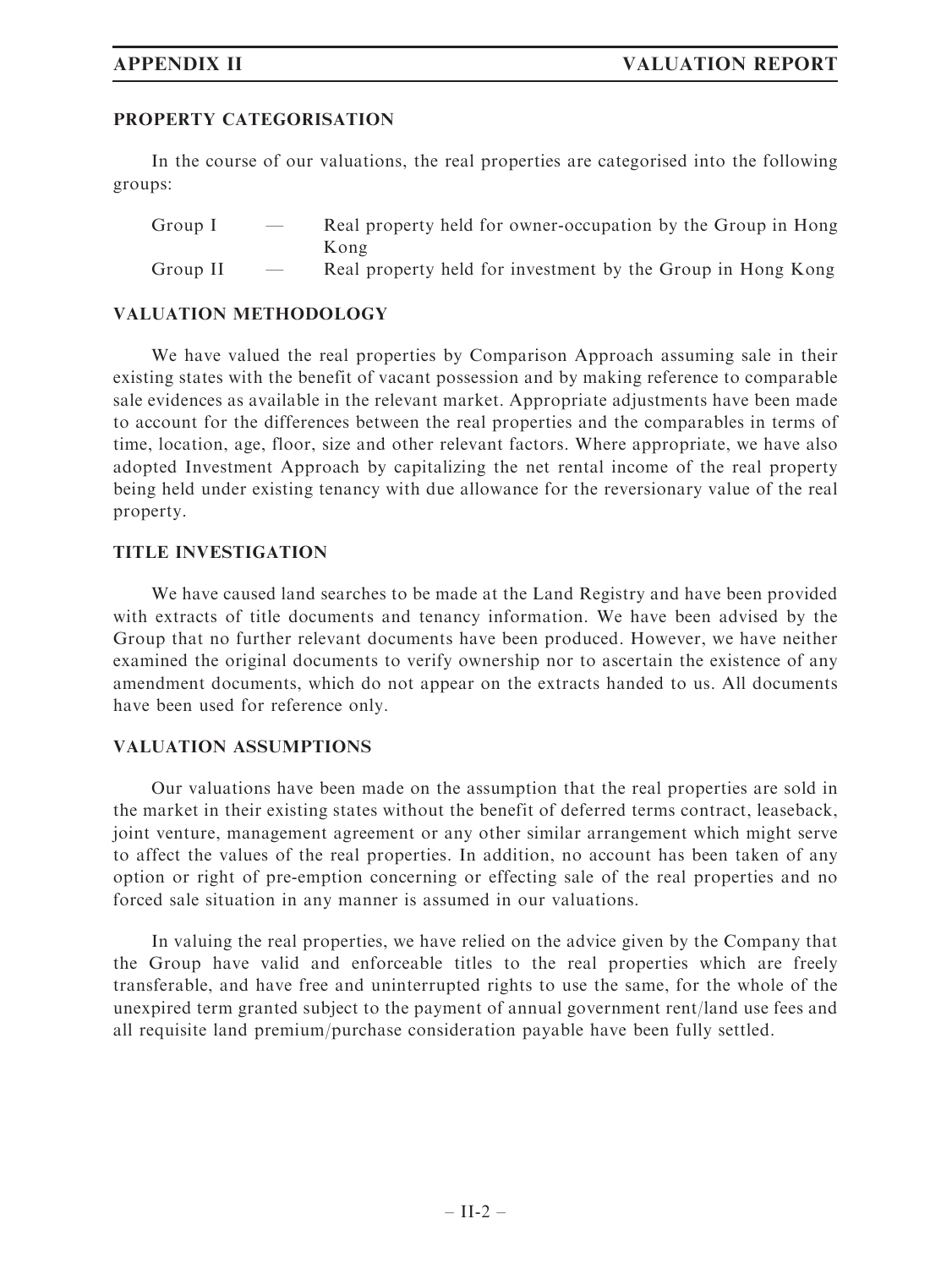## PROPERTY CATEGORISATION

In the course of our valuations, the real properties are categorised into the following groups:

| | | |
|---|---|---|
| Group I | — | Real property held for owner-occupation by the Group in Hong Kong |
| Group II | — | Real property held for investment by the Group in Hong Kong |

## VALUATION METHODOLOGY

We have valued the real properties by Comparison Approach assuming sale in their existing states with the benefit of vacant possession and by making reference to comparable sale evidences as available in the relevant market. Appropriate adjustments have been made to account for the differences between the real properties and the comparables in terms of time, location, age, floor, size and other relevant factors. Where appropriate, we have also adopted Investment Approach by capitalizing the net rental income of the real property being held under existing tenancy with due allowance for the reversionary value of the real property.

## TITLE INVESTIGATION

We have caused land searches to be made at the Land Registry and have been provided with extracts of title documents and tenancy information. We have been advised by the Group that no further relevant documents have been produced. However, we have neither examined the original documents to verify ownership nor to ascertain the existence of any amendment documents, which do not appear on the extracts handed to us. All documents have been used for reference only.

## VALUATION ASSUMPTIONS

Our valuations have been made on the assumption that the real properties are sold in the market in their existing states without the benefit of deferred terms contract, leaseback, joint venture, management agreement or any other similar arrangement which might serve to affect the values of the real properties. In addition, no account has been taken of any option or right of pre-emption concerning or effecting sale of the real properties and no forced sale situation in any manner is assumed in our valuations.

In valuing the real properties, we have relied on the advice given by the Company that the Group have valid and enforceable titles to the real properties which are freely transferable, and have free and uninterrupted rights to use the same, for the whole of the unexpired term granted subject to the payment of annual government rent/land use fees and all requisite land premium/purchase consideration payable have been fully settled.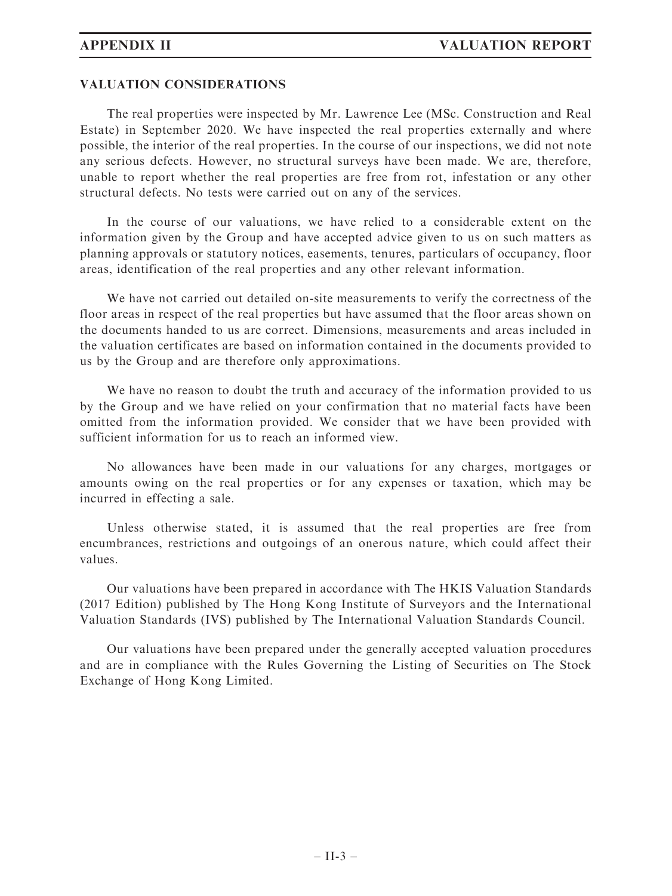## VALUATION CONSIDERATIONS

The real properties were inspected by Mr. Lawrence Lee (MSc. Construction and Real Estate) in September 2020. We have inspected the real properties externally and where possible, the interior of the real properties. In the course of our inspections, we did not note any serious defects. However, no structural surveys have been made. We are, therefore, unable to report whether the real properties are free from rot, infestation or any other structural defects. No tests were carried out on any of the services.

In the course of our valuations, we have relied to a considerable extent on the information given by the Group and have accepted advice given to us on such matters as planning approvals or statutory notices, easements, tenures, particulars of occupancy, floor areas, identification of the real properties and any other relevant information.

We have not carried out detailed on-site measurements to verify the correctness of the floor areas in respect of the real properties but have assumed that the floor areas shown on the documents handed to us are correct. Dimensions, measurements and areas included in the valuation certificates are based on information contained in the documents provided to us by the Group and are therefore only approximations.

We have no reason to doubt the truth and accuracy of the information provided to us by the Group and we have relied on your confirmation that no material facts have been omitted from the information provided. We consider that we have been provided with sufficient information for us to reach an informed view.

No allowances have been made in our valuations for any charges, mortgages or amounts owing on the real properties or for any expenses or taxation, which may be incurred in effecting a sale.

Unless otherwise stated, it is assumed that the real properties are free from encumbrances, restrictions and outgoings of an onerous nature, which could affect their values.

Our valuations have been prepared in accordance with The HKIS Valuation Standards (2017 Edition) published by The Hong Kong Institute of Surveyors and the International Valuation Standards (IVS) published by The International Valuation Standards Council.

Our valuations have been prepared under the generally accepted valuation procedures and are in compliance with the Rules Governing the Listing of Securities on The Stock Exchange of Hong Kong Limited.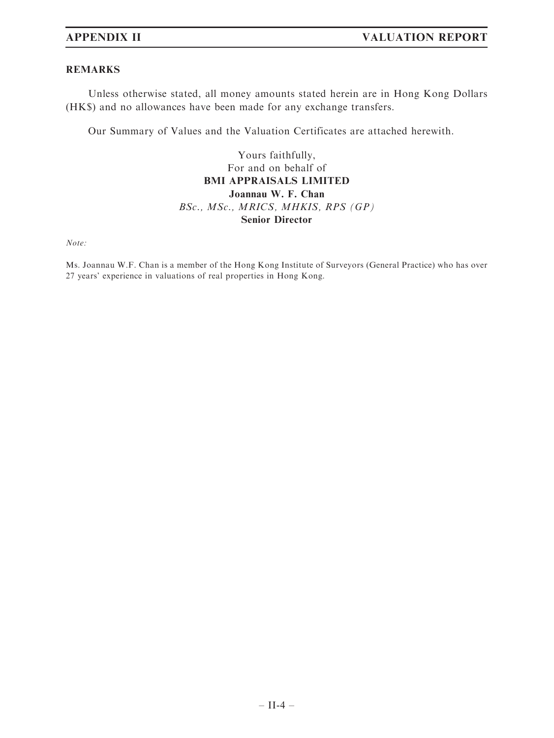## REMARKS

Unless otherwise stated, all money amounts stated herein are in Hong Kong Dollars (HK$) and no allowances have been made for any exchange transfers.

Our Summary of Values and the Valuation Certificates are attached herewith.

Yours faithfully,
For and on behalf of
**BMI APPRAISALS LIMITED**
**Joannau W. F. Chan**
*BSc., MSc., MRICS, MHKIS, RPS (GP)*
**Senior Director**

*Note:*

Ms. Joannau W.F. Chan is a member of the Hong Kong Institute of Surveyors (General Practice) who has over 27 years' experience in valuations of real properties in Hong Kong.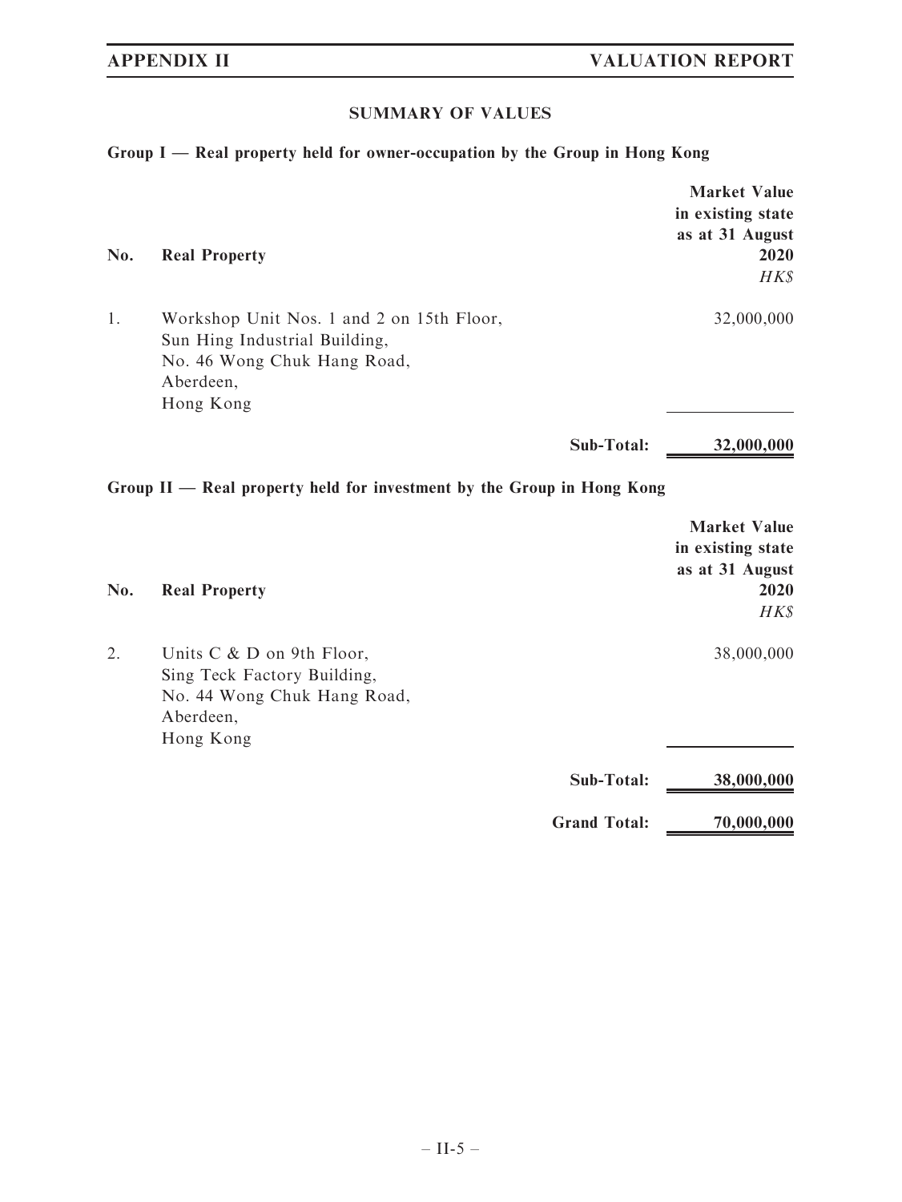## SUMMARY OF VALUES

**Group I — Real property held for owner-occupation by the Group in Hong Kong**

| No. | Real Property | Market Value in existing state as at 31 August 2020 *HK$* |
|---|---|---|
| 1. | Workshop Unit Nos. 1 and 2 on 15th Floor, Sun Hing Industrial Building, No. 46 Wong Chuk Hang Road, Aberdeen, Hong Kong | 32,000,000 |
| | **Sub-Total:** | **32,000,000** |

**Group II — Real property held for investment by the Group in Hong Kong**

| No. | Real Property | Market Value in existing state as at 31 August 2020 *HK$* |
|---|---|---|
| 2. | Units C & D on 9th Floor, Sing Teck Factory Building, No. 44 Wong Chuk Hang Road, Aberdeen, Hong Kong | 38,000,000 |
| | **Sub-Total:** | **38,000,000** |
| | **Grand Total:** | **70,000,000** |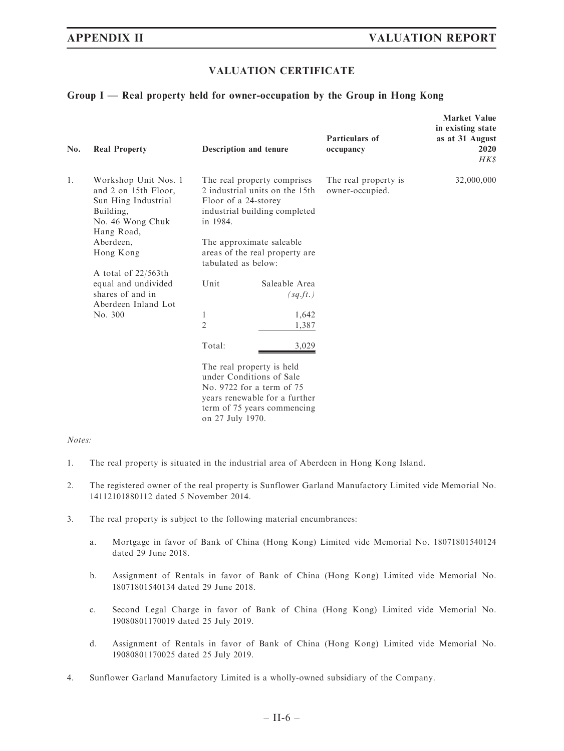## VALUATION CERTIFICATE

### Group I — Real property held for owner-occupation by the Group in Hong Kong

| No. | Real Property | Description and tenure | Particulars of occupancy | Market Value in existing state as at 31 August 2020 HK$ |
|---|---|---|---|---|
| 1. | Workshop Unit Nos. 1 and 2 on 15th Floor, Sun Hing Industrial Building, No. 46 Wong Chuk Hang Road, Aberdeen, Hong Kong<br><br>A total of 22/563th equal and undivided shares of and in Aberdeen Inland Lot No. 300 | The real property comprises 2 industrial units on the 15th Floor of a 24-storey industrial building completed in 1984.<br><br>The approximate saleable areas of the real property are tabulated as below:<br><br>Unit — Saleable Area (sq.ft.)<br>1 — 1,642<br>2 — 1,387<br>Total: — 3,029<br><br>The real property is held under Conditions of Sale No. 9722 for a term of 75 years renewable for a further term of 75 years commencing on 27 July 1970. | The real property is owner-occupied. | 32,000,000 |

*Notes:*

1. The real property is situated in the industrial area of Aberdeen in Hong Kong Island.

2. The registered owner of the real property is Sunflower Garland Manufactory Limited vide Memorial No. 14112101880112 dated 5 November 2014.

3. The real property is subject to the following material encumbrances:

   a. Mortgage in favor of Bank of China (Hong Kong) Limited vide Memorial No. 18071801540124 dated 29 June 2018.

   b. Assignment of Rentals in favor of Bank of China (Hong Kong) Limited vide Memorial No. 18071801540134 dated 29 June 2018.

   c. Second Legal Charge in favor of Bank of China (Hong Kong) Limited vide Memorial No. 19080801170019 dated 25 July 2019.

   d. Assignment of Rentals in favor of Bank of China (Hong Kong) Limited vide Memorial No. 19080801170025 dated 25 July 2019.

4. Sunflower Garland Manufactory Limited is a wholly-owned subsidiary of the Company.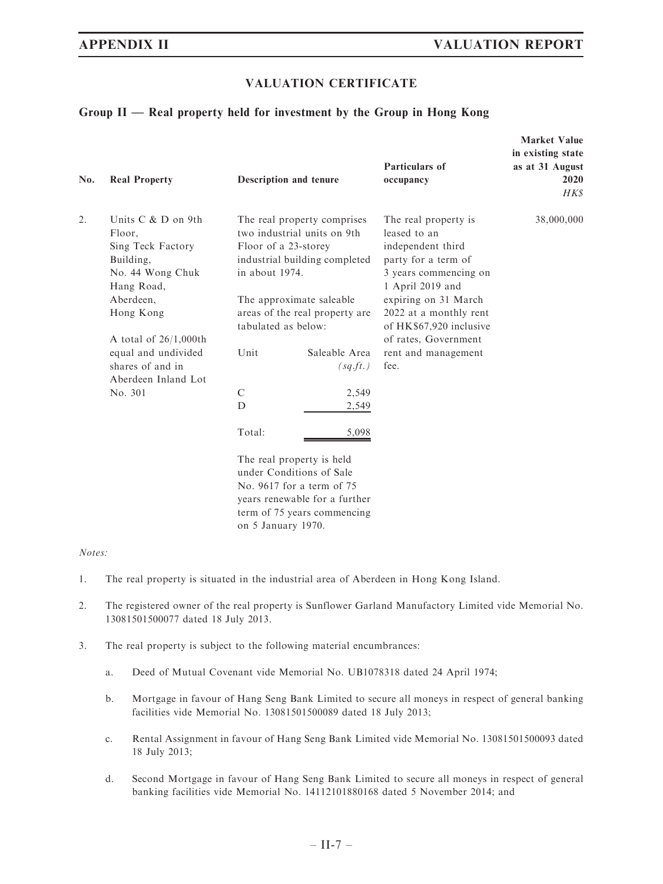## VALUATION CERTIFICATE

### Group II — Real property held for investment by the Group in Hong Kong

| No. | Real Property | Description and tenure | Particulars of occupancy | Market Value in existing state as at 31 August 2020 *HK$* |
|---|---|---|---|---|
| 2. | Units C & D on 9th Floor, Sing Teck Factory Building, No. 44 Wong Chuk Hang Road, Aberdeen, Hong Kong<br><br>A total of 26/1,000th equal and undivided shares of and in Aberdeen Inland Lot No. 301 | The real property comprises two industrial units on 9th Floor of a 23-storey industrial building completed in about 1974.<br><br>The approximate saleable areas of the real property are tabulated as below:<br><br>Unit — Saleable Area *(sq.ft.)*<br>C — 2,549<br>D — 2,549<br>Total: — 5,098<br><br>The real property is held under Conditions of Sale No. 9617 for a term of 75 years renewable for a further term of 75 years commencing on 5 January 1970. | The real property is leased to an independent third party for a term of 3 years commencing on 1 April 2019 and expiring on 31 March 2022 at a monthly rent of HK$67,920 inclusive of rates, Government rent and management fee. | 38,000,000 |

*Notes:*

1. The real property is situated in the industrial area of Aberdeen in Hong Kong Island.

2. The registered owner of the real property is Sunflower Garland Manufactory Limited vide Memorial No. 13081501500077 dated 18 July 2013.

3. The real property is subject to the following material encumbrances:

   a. Deed of Mutual Covenant vide Memorial No. UB1078318 dated 24 April 1974;

   b. Mortgage in favour of Hang Seng Bank Limited to secure all moneys in respect of general banking facilities vide Memorial No. 13081501500089 dated 18 July 2013;

   c. Rental Assignment in favour of Hang Seng Bank Limited vide Memorial No. 13081501500093 dated 18 July 2013;

   d. Second Mortgage in favour of Hang Seng Bank Limited to secure all moneys in respect of general banking facilities vide Memorial No. 14112101880168 dated 5 November 2014; and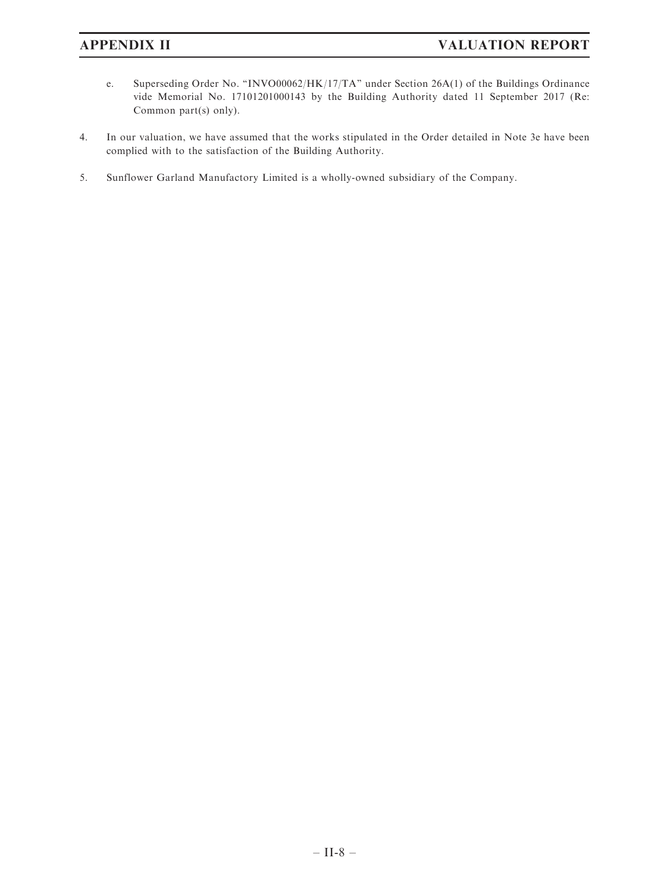e. Superseding Order No. "INVO00062/HK/17/TA" under Section 26A(1) of the Buildings Ordinance vide Memorial No. 17101201000143 by the Building Authority dated 11 September 2017 (Re: Common part(s) only).

4. In our valuation, we have assumed that the works stipulated in the Order detailed in Note 3e have been complied with to the satisfaction of the Building Authority.

5. Sunflower Garland Manufactory Limited is a wholly-owned subsidiary of the Company.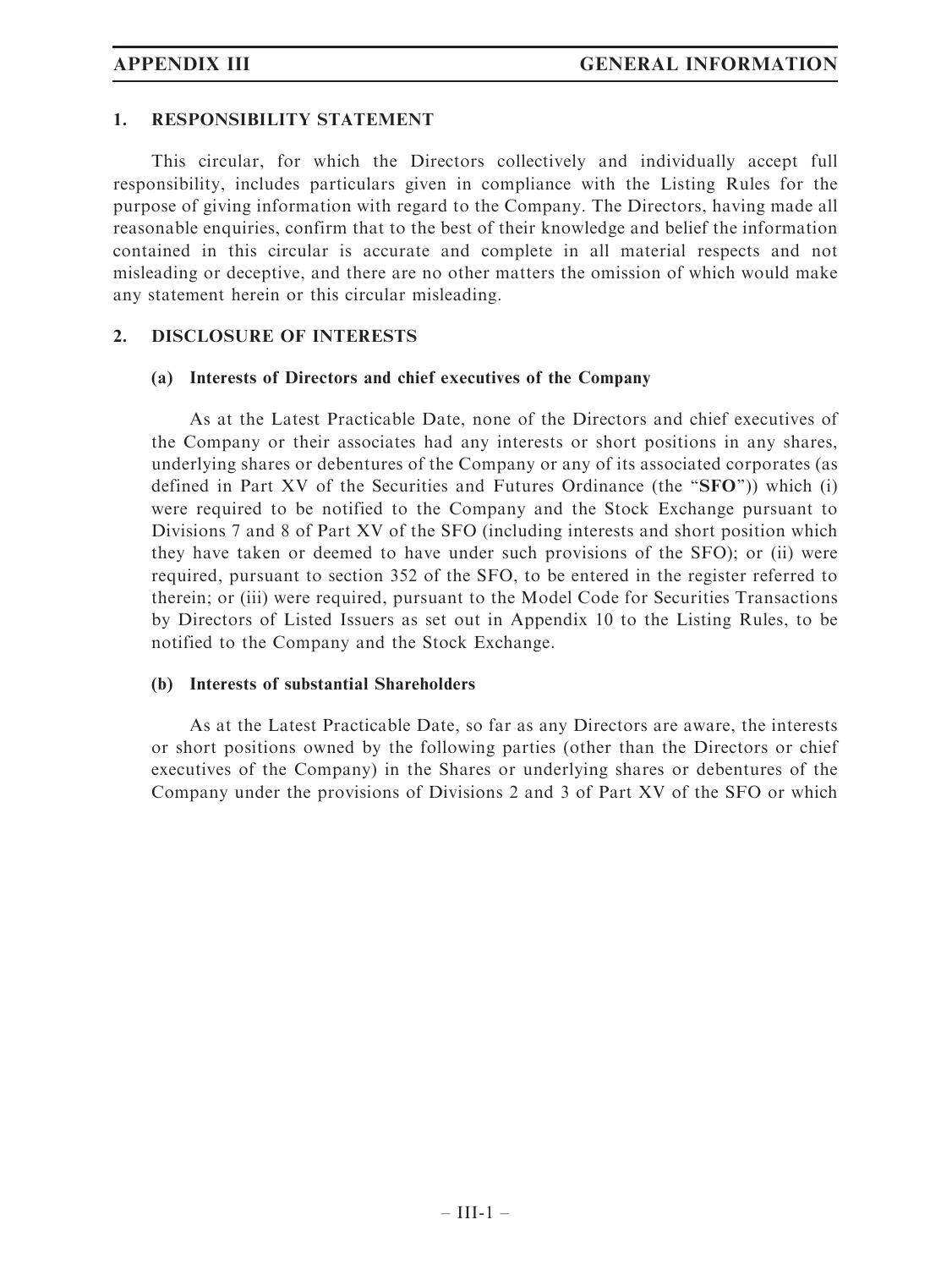## 1. RESPONSIBILITY STATEMENT

This circular, for which the Directors collectively and individually accept full responsibility, includes particulars given in compliance with the Listing Rules for the purpose of giving information with regard to the Company. The Directors, having made all reasonable enquiries, confirm that to the best of their knowledge and belief the information contained in this circular is accurate and complete in all material respects and not misleading or deceptive, and there are no other matters the omission of which would make any statement herein or this circular misleading.

## 2. DISCLOSURE OF INTERESTS

### (a) Interests of Directors and chief executives of the Company

As at the Latest Practicable Date, none of the Directors and chief executives of the Company or their associates had any interests or short positions in any shares, underlying shares or debentures of the Company or any of its associated corporates (as defined in Part XV of the Securities and Futures Ordinance (the "**SFO**")) which (i) were required to be notified to the Company and the Stock Exchange pursuant to Divisions 7 and 8 of Part XV of the SFO (including interests and short position which they have taken or deemed to have under such provisions of the SFO); or (ii) were required, pursuant to section 352 of the SFO, to be entered in the register referred to therein; or (iii) were required, pursuant to the Model Code for Securities Transactions by Directors of Listed Issuers as set out in Appendix 10 to the Listing Rules, to be notified to the Company and the Stock Exchange.

### (b) Interests of substantial Shareholders

As at the Latest Practicable Date, so far as any Directors are aware, the interests or short positions owned by the following parties (other than the Directors or chief executives of the Company) in the Shares or underlying shares or debentures of the Company under the provisions of Divisions 2 and 3 of Part XV of the SFO or which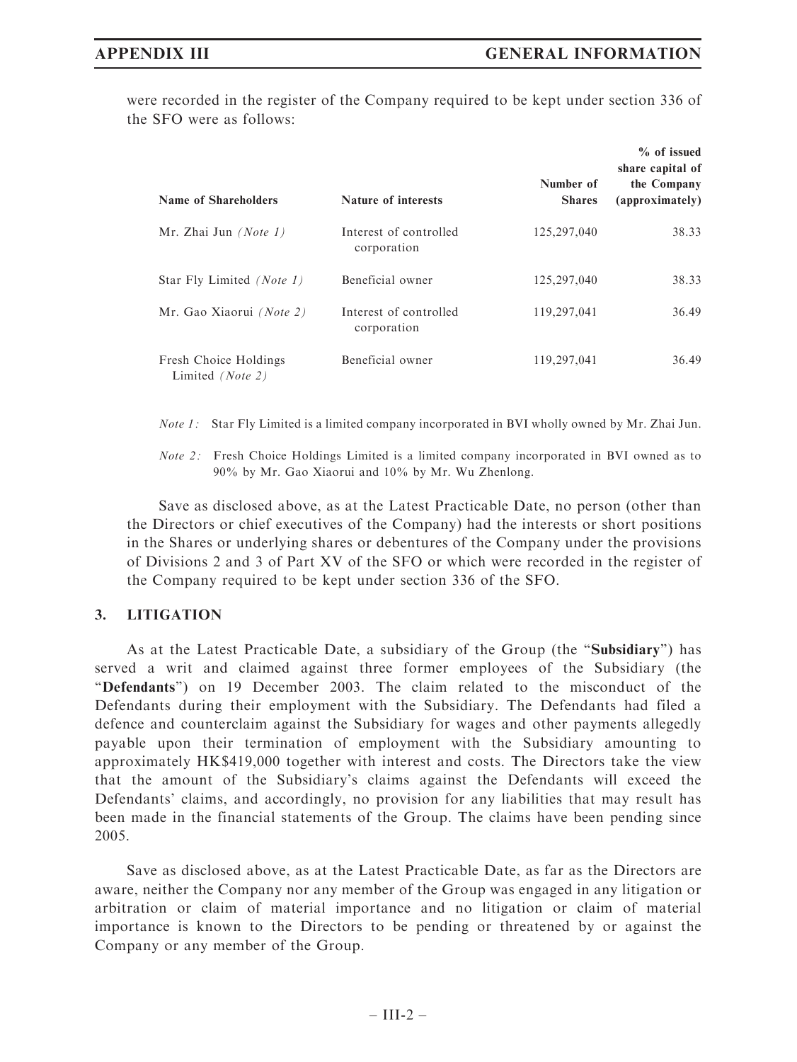were recorded in the register of the Company required to be kept under section 336 of the SFO were as follows:

| Name of Shareholders | Nature of interests | Number of Shares | % of issued share capital of the Company (approximately) |
|---|---|---|---|
| Mr. Zhai Jun *(Note 1)* | Interest of controlled corporation | 125,297,040 | 38.33 |
| Star Fly Limited *(Note 1)* | Beneficial owner | 125,297,040 | 38.33 |
| Mr. Gao Xiaorui *(Note 2)* | Interest of controlled corporation | 119,297,041 | 36.49 |
| Fresh Choice Holdings Limited *(Note 2)* | Beneficial owner | 119,297,041 | 36.49 |

*Note 1:* Star Fly Limited is a limited company incorporated in BVI wholly owned by Mr. Zhai Jun.

*Note 2:* Fresh Choice Holdings Limited is a limited company incorporated in BVI owned as to 90% by Mr. Gao Xiaorui and 10% by Mr. Wu Zhenlong.

Save as disclosed above, as at the Latest Practicable Date, no person (other than the Directors or chief executives of the Company) had the interests or short positions in the Shares or underlying shares or debentures of the Company under the provisions of Divisions 2 and 3 of Part XV of the SFO or which were recorded in the register of the Company required to be kept under section 336 of the SFO.

## 3. LITIGATION

As at the Latest Practicable Date, a subsidiary of the Group (the "**Subsidiary**") has served a writ and claimed against three former employees of the Subsidiary (the "**Defendants**") on 19 December 2003. The claim related to the misconduct of the Defendants during their employment with the Subsidiary. The Defendants had filed a defence and counterclaim against the Subsidiary for wages and other payments allegedly payable upon their termination of employment with the Subsidiary amounting to approximately HK$419,000 together with interest and costs. The Directors take the view that the amount of the Subsidiary's claims against the Defendants will exceed the Defendants' claims, and accordingly, no provision for any liabilities that may result has been made in the financial statements of the Group. The claims have been pending since 2005.

Save as disclosed above, as at the Latest Practicable Date, as far as the Directors are aware, neither the Company nor any member of the Group was engaged in any litigation or arbitration or claim of material importance and no litigation or claim of material importance is known to the Directors to be pending or threatened by or against the Company or any member of the Group.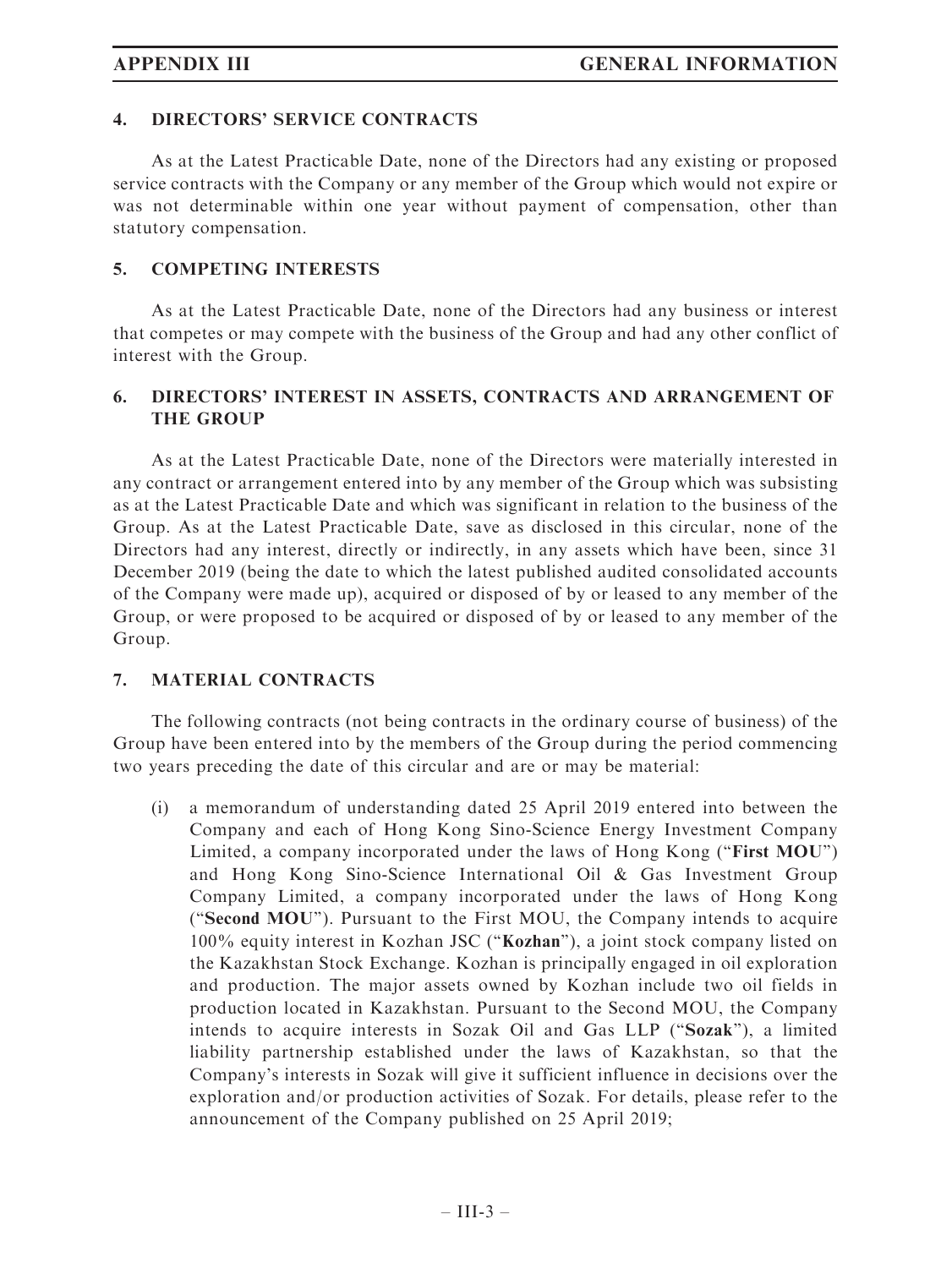## 4. DIRECTORS' SERVICE CONTRACTS

As at the Latest Practicable Date, none of the Directors had any existing or proposed service contracts with the Company or any member of the Group which would not expire or was not determinable within one year without payment of compensation, other than statutory compensation.

## 5. COMPETING INTERESTS

As at the Latest Practicable Date, none of the Directors had any business or interest that competes or may compete with the business of the Group and had any other conflict of interest with the Group.

## 6. DIRECTORS' INTEREST IN ASSETS, CONTRACTS AND ARRANGEMENT OF THE GROUP

As at the Latest Practicable Date, none of the Directors were materially interested in any contract or arrangement entered into by any member of the Group which was subsisting as at the Latest Practicable Date and which was significant in relation to the business of the Group. As at the Latest Practicable Date, save as disclosed in this circular, none of the Directors had any interest, directly or indirectly, in any assets which have been, since 31 December 2019 (being the date to which the latest published audited consolidated accounts of the Company were made up), acquired or disposed of by or leased to any member of the Group, or were proposed to be acquired or disposed of by or leased to any member of the Group.

## 7. MATERIAL CONTRACTS

The following contracts (not being contracts in the ordinary course of business) of the Group have been entered into by the members of the Group during the period commencing two years preceding the date of this circular and are or may be material:

(i) a memorandum of understanding dated 25 April 2019 entered into between the Company and each of Hong Kong Sino-Science Energy Investment Company Limited, a company incorporated under the laws of Hong Kong ("**First MOU**") and Hong Kong Sino-Science International Oil & Gas Investment Group Company Limited, a company incorporated under the laws of Hong Kong ("**Second MOU**"). Pursuant to the First MOU, the Company intends to acquire 100% equity interest in Kozhan JSC ("**Kozhan**"), a joint stock company listed on the Kazakhstan Stock Exchange. Kozhan is principally engaged in oil exploration and production. The major assets owned by Kozhan include two oil fields in production located in Kazakhstan. Pursuant to the Second MOU, the Company intends to acquire interests in Sozak Oil and Gas LLP ("**Sozak**"), a limited liability partnership established under the laws of Kazakhstan, so that the Company's interests in Sozak will give it sufficient influence in decisions over the exploration and/or production activities of Sozak. For details, please refer to the announcement of the Company published on 25 April 2019;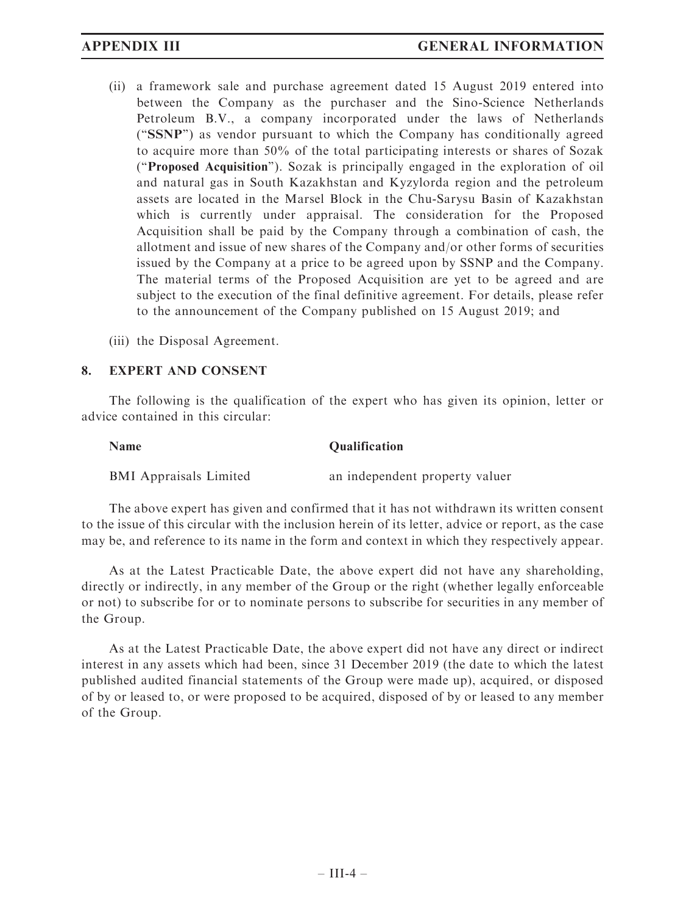(ii) a framework sale and purchase agreement dated 15 August 2019 entered into between the Company as the purchaser and the Sino-Science Netherlands Petroleum B.V., a company incorporated under the laws of Netherlands ("**SSNP**") as vendor pursuant to which the Company has conditionally agreed to acquire more than 50% of the total participating interests or shares of Sozak ("**Proposed Acquisition**"). Sozak is principally engaged in the exploration of oil and natural gas in South Kazakhstan and Kyzylorda region and the petroleum assets are located in the Marsel Block in the Chu-Sarysu Basin of Kazakhstan which is currently under appraisal. The consideration for the Proposed Acquisition shall be paid by the Company through a combination of cash, the allotment and issue of new shares of the Company and/or other forms of securities issued by the Company at a price to be agreed upon by SSNP and the Company. The material terms of the Proposed Acquisition are yet to be agreed and are subject to the execution of the final definitive agreement. For details, please refer to the announcement of the Company published on 15 August 2019; and

(iii) the Disposal Agreement.

## 8. EXPERT AND CONSENT

The following is the qualification of the expert who has given its opinion, letter or advice contained in this circular:

| Name | Qualification |
| --- | --- |
| BMI Appraisals Limited | an independent property valuer |

The above expert has given and confirmed that it has not withdrawn its written consent to the issue of this circular with the inclusion herein of its letter, advice or report, as the case may be, and reference to its name in the form and context in which they respectively appear.

As at the Latest Practicable Date, the above expert did not have any shareholding, directly or indirectly, in any member of the Group or the right (whether legally enforceable or not) to subscribe for or to nominate persons to subscribe for securities in any member of the Group.

As at the Latest Practicable Date, the above expert did not have any direct or indirect interest in any assets which had been, since 31 December 2019 (the date to which the latest published audited financial statements of the Group were made up), acquired, or disposed of by or leased to, or were proposed to be acquired, disposed of by or leased to any member of the Group.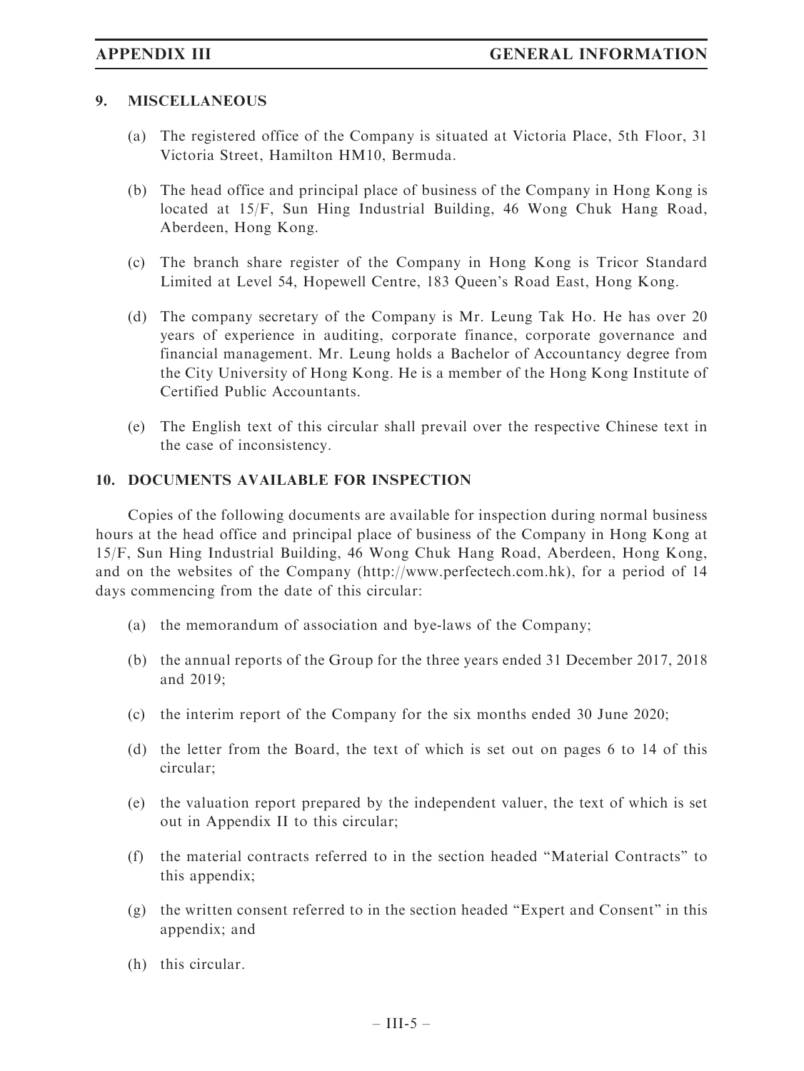## 9. MISCELLANEOUS

(a) The registered office of the Company is situated at Victoria Place, 5th Floor, 31 Victoria Street, Hamilton HM10, Bermuda.

(b) The head office and principal place of business of the Company in Hong Kong is located at 15/F, Sun Hing Industrial Building, 46 Wong Chuk Hang Road, Aberdeen, Hong Kong.

(c) The branch share register of the Company in Hong Kong is Tricor Standard Limited at Level 54, Hopewell Centre, 183 Queen's Road East, Hong Kong.

(d) The company secretary of the Company is Mr. Leung Tak Ho. He has over 20 years of experience in auditing, corporate finance, corporate governance and financial management. Mr. Leung holds a Bachelor of Accountancy degree from the City University of Hong Kong. He is a member of the Hong Kong Institute of Certified Public Accountants.

(e) The English text of this circular shall prevail over the respective Chinese text in the case of inconsistency.

## 10. DOCUMENTS AVAILABLE FOR INSPECTION

Copies of the following documents are available for inspection during normal business hours at the head office and principal place of business of the Company in Hong Kong at 15/F, Sun Hing Industrial Building, 46 Wong Chuk Hang Road, Aberdeen, Hong Kong, and on the websites of the Company (http://www.perfectech.com.hk), for a period of 14 days commencing from the date of this circular:

(a) the memorandum of association and bye-laws of the Company;

(b) the annual reports of the Group for the three years ended 31 December 2017, 2018 and 2019;

(c) the interim report of the Company for the six months ended 30 June 2020;

(d) the letter from the Board, the text of which is set out on pages 6 to 14 of this circular;

(e) the valuation report prepared by the independent valuer, the text of which is set out in Appendix II to this circular;

(f) the material contracts referred to in the section headed "Material Contracts" to this appendix;

(g) the written consent referred to in the section headed "Expert and Consent" in this appendix; and

(h) this circular.